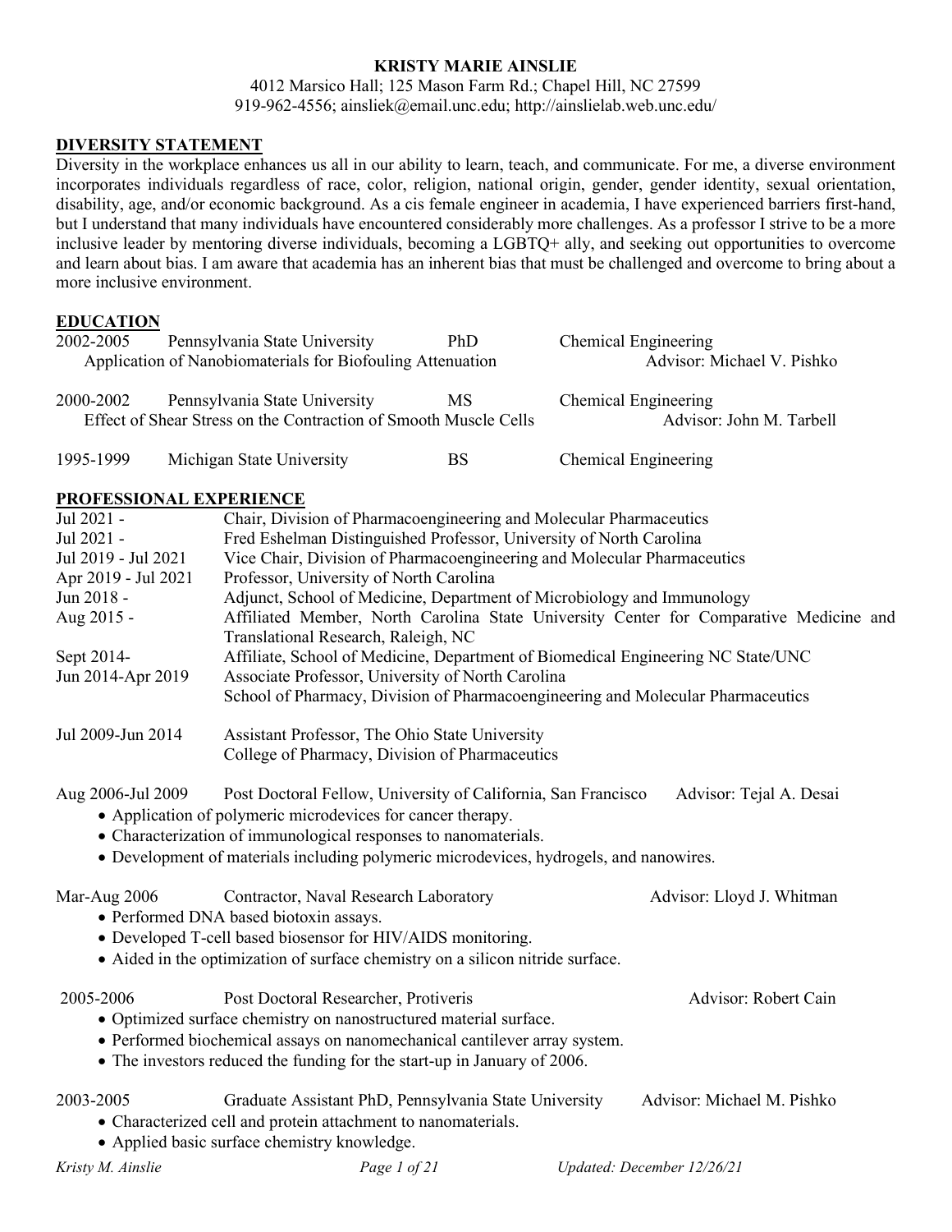# KRISTY MARIE AINSLIE

4012 Marsico Hall; 125 Mason Farm Rd.; Chapel Hill, NC 27599
919-962-4556; ainsliek@email.unc.edu; http://ainslielab.web.unc.edu/

## DIVERSITY STATEMENT

Diversity in the workplace enhances us all in our ability to learn, teach, and communicate. For me, a diverse environment incorporates individuals regardless of race, color, religion, national origin, gender, gender identity, sexual orientation, disability, age, and/or economic background. As a cis female engineer in academia, I have experienced barriers first-hand, but I understand that many individuals have encountered considerably more challenges. As a professor I strive to be a more inclusive leader by mentoring diverse individuals, becoming a LGBTQ+ ally, and seeking out opportunities to overcome and learn about bias. I am aware that academia has an inherent bias that must be challenged and overcome to bring about a more inclusive environment.

## EDUCATION

| | | | |
|---|---|---|---|
| 2002-2005 | Pennsylvania State University | PhD | Chemical Engineering |
| | Application of Nanobiomaterials for Biofouling Attenuation | | Advisor: Michael V. Pishko |
| 2000-2002 | Pennsylvania State University | MS | Chemical Engineering |
| | Effect of Shear Stress on the Contraction of Smooth Muscle Cells | | Advisor: John M. Tarbell |
| 1995-1999 | Michigan State University | BS | Chemical Engineering |

## PROFESSIONAL EXPERIENCE

| | |
|---|---|
| Jul 2021 - | Chair, Division of Pharmacoengineering and Molecular Pharmaceutics |
| Jul 2021 - | Fred Eshelman Distinguished Professor, University of North Carolina |
| Jul 2019 - Jul 2021 | Vice Chair, Division of Pharmacoengineering and Molecular Pharmaceutics |
| Apr 2019 - Jul 2021 | Professor, University of North Carolina |
| Jun 2018 - | Adjunct, School of Medicine, Department of Microbiology and Immunology |
| Aug 2015 - | Affiliated Member, North Carolina State University Center for Comparative Medicine and Translational Research, Raleigh, NC |
| Sept 2014- | Affiliate, School of Medicine, Department of Biomedical Engineering NC State/UNC |
| Jun 2014-Apr 2019 | Associate Professor, University of North Carolina<br>School of Pharmacy, Division of Pharmacoengineering and Molecular Pharmaceutics |

Jul 2009-Jun 2014 — Assistant Professor, The Ohio State University
College of Pharmacy, Division of Pharmaceutics

Aug 2006-Jul 2009 — Post Doctoral Fellow, University of California, San Francisco — Advisor: Tejal A. Desai

- Application of polymeric microdevices for cancer therapy.
- Characterization of immunological responses to nanomaterials.
- Development of materials including polymeric microdevices, hydrogels, and nanowires.

Mar-Aug 2006 — Contractor, Naval Research Laboratory — Advisor: Lloyd J. Whitman

- Performed DNA based biotoxin assays.
- Developed T-cell based biosensor for HIV/AIDS monitoring.
- Aided in the optimization of surface chemistry on a silicon nitride surface.

2005-2006 — Post Doctoral Researcher, Protiveris — Advisor: Robert Cain

- Optimized surface chemistry on nanostructured material surface.
- Performed biochemical assays on nanomechanical cantilever array system.
- The investors reduced the funding for the start-up in January of 2006.

2003-2005 — Graduate Assistant PhD, Pennsylvania State University — Advisor: Michael M. Pishko

- Characterized cell and protein attachment to nanomaterials.
- Applied basic surface chemistry knowledge.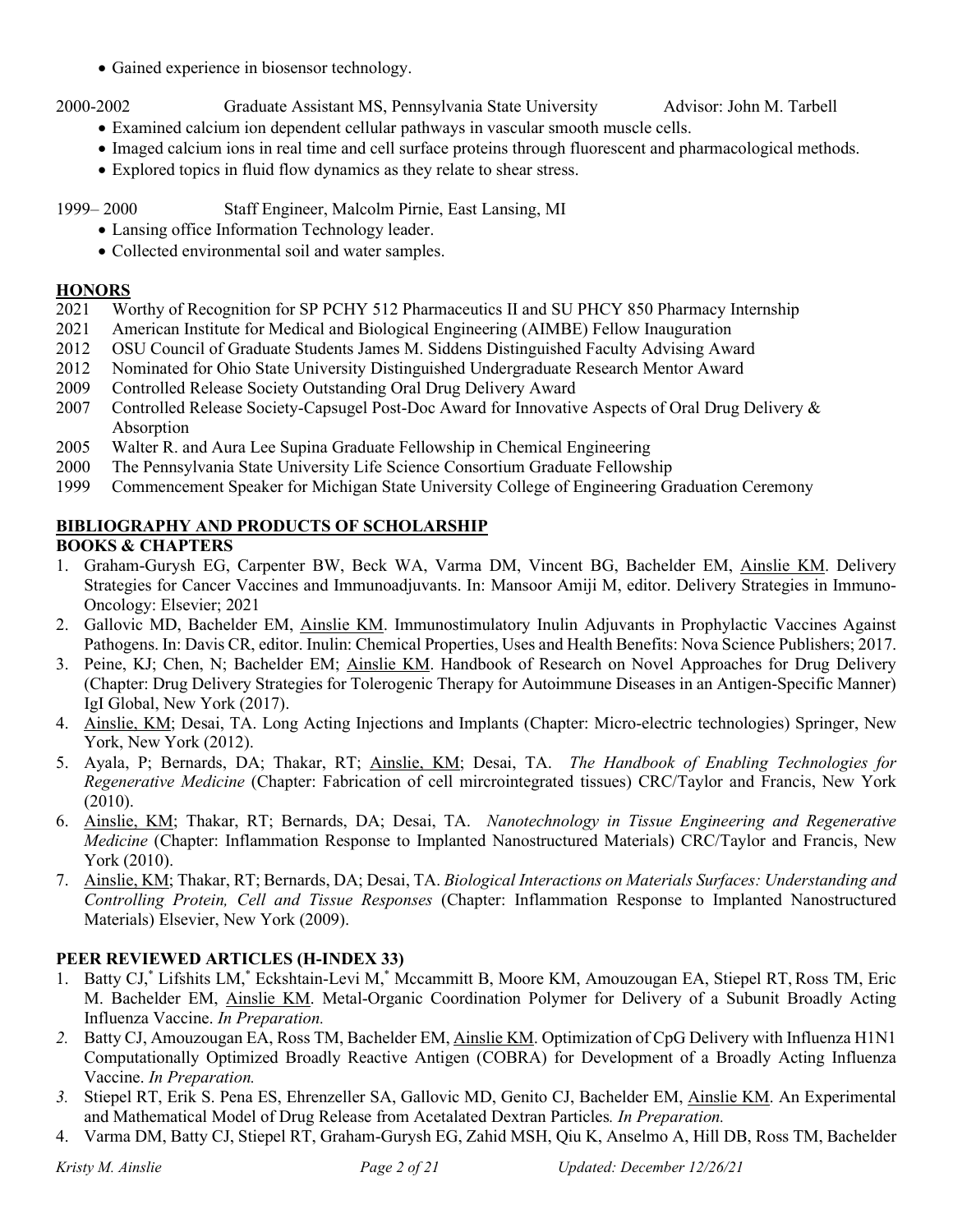- Gained experience in biosensor technology.

2000-2002 Graduate Assistant MS, Pennsylvania State University Advisor: John M. Tarbell

- Examined calcium ion dependent cellular pathways in vascular smooth muscle cells.
- Imaged calcium ions in real time and cell surface proteins through fluorescent and pharmacological methods.
- Explored topics in fluid flow dynamics as they relate to shear stress.

1999– 2000 Staff Engineer, Malcolm Pirnie, East Lansing, MI

- Lansing office Information Technology leader.
- Collected environmental soil and water samples.

## HONORS

2021 Worthy of Recognition for SP PCHY 512 Pharmaceutics II and SU PHCY 850 Pharmacy Internship
2021 American Institute for Medical and Biological Engineering (AIMBE) Fellow Inauguration
2012 OSU Council of Graduate Students James M. Siddens Distinguished Faculty Advising Award
2012 Nominated for Ohio State University Distinguished Undergraduate Research Mentor Award
2009 Controlled Release Society Outstanding Oral Drug Delivery Award
2007 Controlled Release Society-Capsugel Post-Doc Award for Innovative Aspects of Oral Drug Delivery & Absorption
2005 Walter R. and Aura Lee Supina Graduate Fellowship in Chemical Engineering
2000 The Pennsylvania State University Life Science Consortium Graduate Fellowship
1999 Commencement Speaker for Michigan State University College of Engineering Graduation Ceremony

## BIBLIOGRAPHY AND PRODUCTS OF SCHOLARSHIP

### BOOKS & CHAPTERS

1. Graham-Gurysh EG, Carpenter BW, Beck WA, Varma DM, Vincent BG, Bachelder EM, Ainslie KM. Delivery Strategies for Cancer Vaccines and Immunoadjuvants. In: Mansoor Amiji M, editor. Delivery Strategies in Immuno-Oncology: Elsevier; 2021
2. Gallovic MD, Bachelder EM, Ainslie KM. Immunostimulatory Inulin Adjuvants in Prophylactic Vaccines Against Pathogens. In: Davis CR, editor. Inulin: Chemical Properties, Uses and Health Benefits: Nova Science Publishers; 2017.
3. Peine, KJ; Chen, N; Bachelder EM; Ainslie KM. Handbook of Research on Novel Approaches for Drug Delivery (Chapter: Drug Delivery Strategies for Tolerogenic Therapy for Autoimmune Diseases in an Antigen-Specific Manner) IgI Global, New York (2017).
4. Ainslie, KM; Desai, TA. Long Acting Injections and Implants (Chapter: Micro-electric technologies) Springer, New York, New York (2012).
5. Ayala, P; Bernards, DA; Thakar, RT; Ainslie, KM; Desai, TA. *The Handbook of Enabling Technologies for Regenerative Medicine* (Chapter: Fabrication of cell mircrointegrated tissues) CRC/Taylor and Francis, New York (2010).
6. Ainslie, KM; Thakar, RT; Bernards, DA; Desai, TA. *Nanotechnology in Tissue Engineering and Regenerative Medicine* (Chapter: Inflammation Response to Implanted Nanostructured Materials) CRC/Taylor and Francis, New York (2010).
7. Ainslie, KM; Thakar, RT; Bernards, DA; Desai, TA. *Biological Interactions on Materials Surfaces: Understanding and Controlling Protein, Cell and Tissue Responses* (Chapter: Inflammation Response to Implanted Nanostructured Materials) Elsevier, New York (2009).

### PEER REVIEWED ARTICLES (H-INDEX 33)

1. Batty CJ,* Lifshits LM,* Eckshtain-Levi M,* Mccammitt B, Moore KM, Amouzougan EA, Stiepel RT, Ross TM, Eric M. Bachelder EM, Ainslie KM. Metal-Organic Coordination Polymer for Delivery of a Subunit Broadly Acting Influenza Vaccine. *In Preparation.*
2. Batty CJ, Amouzougan EA, Ross TM, Bachelder EM, Ainslie KM. Optimization of CpG Delivery with Influenza H1N1 Computationally Optimized Broadly Reactive Antigen (COBRA) for Development of a Broadly Acting Influenza Vaccine. *In Preparation.*
3. Stiepel RT, Erik S. Pena ES, Ehrenzeller SA, Gallovic MD, Genito CJ, Bachelder EM, Ainslie KM. An Experimental and Mathematical Model of Drug Release from Acetalated Dextran Particles*. In Preparation.*
4. Varma DM, Batty CJ, Stiepel RT, Graham-Gurysh EG, Zahid MSH, Qiu K, Anselmo A, Hill DB, Ross TM, Bachelder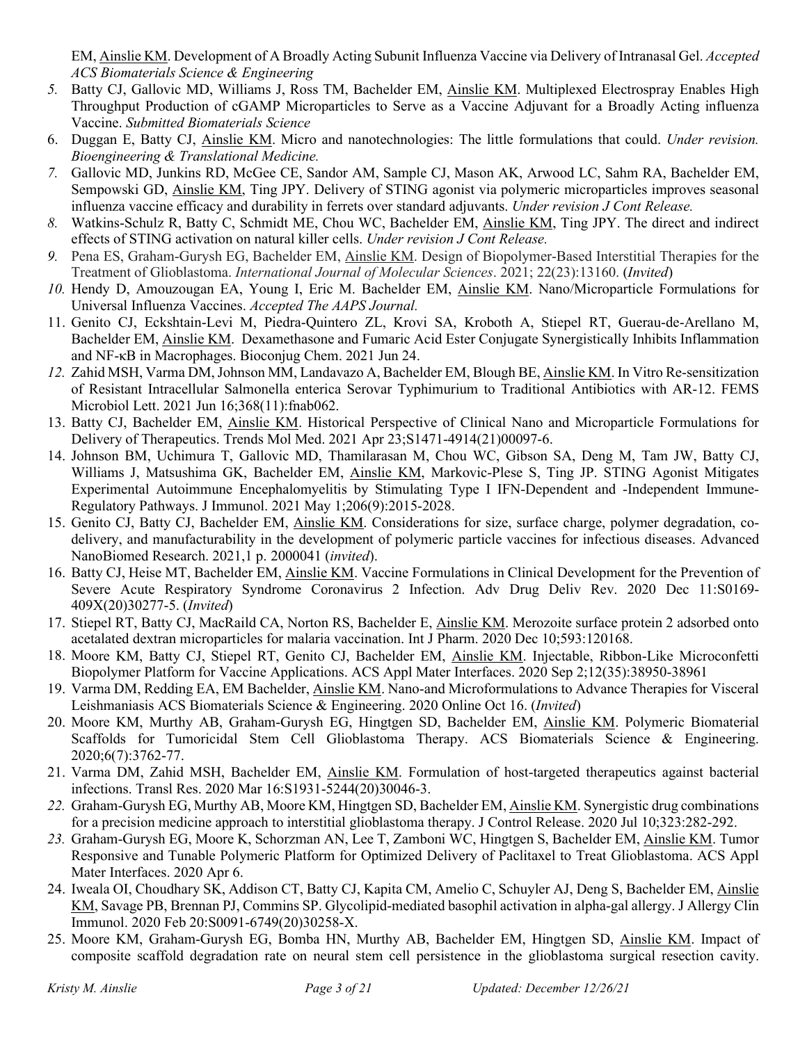EM, Ainslie KM. Development of A Broadly Acting Subunit Influenza Vaccine via Delivery of Intranasal Gel. *Accepted ACS Biomaterials Science & Engineering*

5. Batty CJ, Gallovic MD, Williams J, Ross TM, Bachelder EM, Ainslie KM. Multiplexed Electrospray Enables High Throughput Production of cGAMP Microparticles to Serve as a Vaccine Adjuvant for a Broadly Acting influenza Vaccine. *Submitted Biomaterials Science*
6. Duggan E, Batty CJ, Ainslie KM. Micro and nanotechnologies: The little formulations that could. *Under revision. Bioengineering & Translational Medicine.*
7. Gallovic MD, Junkins RD, McGee CE, Sandor AM, Sample CJ, Mason AK, Arwood LC, Sahm RA, Bachelder EM, Sempowski GD, Ainslie KM, Ting JPY. Delivery of STING agonist via polymeric microparticles improves seasonal influenza vaccine efficacy and durability in ferrets over standard adjuvants. *Under revision J Cont Release.*
8. Watkins-Schulz R, Batty C, Schmidt ME, Chou WC, Bachelder EM, Ainslie KM, Ting JPY. The direct and indirect effects of STING activation on natural killer cells. *Under revision J Cont Release.*
9. Pena ES, Graham-Gurysh EG, Bachelder EM, Ainslie KM. Design of Biopolymer-Based Interstitial Therapies for the Treatment of Glioblastoma. *International Journal of Molecular Sciences*. 2021; 22(23):13160. (*Invited*)
10. Hendy D, Amouzougan EA, Young I, Eric M. Bachelder EM, Ainslie KM. Nano/Microparticle Formulations for Universal Influenza Vaccines. *Accepted The AAPS Journal.*
11. Genito CJ, Eckshtain-Levi M, Piedra-Quintero ZL, Krovi SA, Kroboth A, Stiepel RT, Guerau-de-Arellano M, Bachelder EM, Ainslie KM. Dexamethasone and Fumaric Acid Ester Conjugate Synergistically Inhibits Inflammation and NF-κB in Macrophages. Bioconjug Chem. 2021 Jun 24.
12. Zahid MSH, Varma DM, Johnson MM, Landavazo A, Bachelder EM, Blough BE, Ainslie KM. In Vitro Re-sensitization of Resistant Intracellular Salmonella enterica Serovar Typhimurium to Traditional Antibiotics with AR-12. FEMS Microbiol Lett. 2021 Jun 16;368(11):fnab062.
13. Batty CJ, Bachelder EM, Ainslie KM. Historical Perspective of Clinical Nano and Microparticle Formulations for Delivery of Therapeutics. Trends Mol Med. 2021 Apr 23;S1471-4914(21)00097-6.
14. Johnson BM, Uchimura T, Gallovic MD, Thamilarasan M, Chou WC, Gibson SA, Deng M, Tam JW, Batty CJ, Williams J, Matsushima GK, Bachelder EM, Ainslie KM, Markovic-Plese S, Ting JP. STING Agonist Mitigates Experimental Autoimmune Encephalomyelitis by Stimulating Type I IFN-Dependent and -Independent Immune-Regulatory Pathways. J Immunol. 2021 May 1;206(9):2015-2028.
15. Genito CJ, Batty CJ, Bachelder EM, Ainslie KM. Considerations for size, surface charge, polymer degradation, co-delivery, and manufacturability in the development of polymeric particle vaccines for infectious diseases. Advanced NanoBiomed Research. 2021,1 p. 2000041 (*invited*).
16. Batty CJ, Heise MT, Bachelder EM, Ainslie KM. Vaccine Formulations in Clinical Development for the Prevention of Severe Acute Respiratory Syndrome Coronavirus 2 Infection. Adv Drug Deliv Rev. 2020 Dec 11:S0169-409X(20)30277-5. (*Invited*)
17. Stiepel RT, Batty CJ, MacRaild CA, Norton RS, Bachelder E, Ainslie KM. Merozoite surface protein 2 adsorbed onto acetalated dextran microparticles for malaria vaccination. Int J Pharm. 2020 Dec 10;593:120168.
18. Moore KM, Batty CJ, Stiepel RT, Genito CJ, Bachelder EM, Ainslie KM. Injectable, Ribbon-Like Microconfetti Biopolymer Platform for Vaccine Applications. ACS Appl Mater Interfaces. 2020 Sep 2;12(35):38950-38961
19. Varma DM, Redding EA, EM Bachelder, Ainslie KM. Nano-and Microformulations to Advance Therapies for Visceral Leishmaniasis ACS Biomaterials Science & Engineering. 2020 Online Oct 16. (*Invited*)
20. Moore KM, Murthy AB, Graham-Gurysh EG, Hingtgen SD, Bachelder EM, Ainslie KM. Polymeric Biomaterial Scaffolds for Tumoricidal Stem Cell Glioblastoma Therapy. ACS Biomaterials Science & Engineering. 2020;6(7):3762-77.
21. Varma DM, Zahid MSH, Bachelder EM, Ainslie KM. Formulation of host-targeted therapeutics against bacterial infections. Transl Res. 2020 Mar 16:S1931-5244(20)30046-3.
22. Graham-Gurysh EG, Murthy AB, Moore KM, Hingtgen SD, Bachelder EM, Ainslie KM. Synergistic drug combinations for a precision medicine approach to interstitial glioblastoma therapy. J Control Release. 2020 Jul 10;323:282-292.
23. Graham-Gurysh EG, Moore K, Schorzman AN, Lee T, Zamboni WC, Hingtgen S, Bachelder EM, Ainslie KM. Tumor Responsive and Tunable Polymeric Platform for Optimized Delivery of Paclitaxel to Treat Glioblastoma. ACS Appl Mater Interfaces. 2020 Apr 6.
24. Iweala OI, Choudhary SK, Addison CT, Batty CJ, Kapita CM, Amelio C, Schuyler AJ, Deng S, Bachelder EM, Ainslie KM, Savage PB, Brennan PJ, Commins SP. Glycolipid-mediated basophil activation in alpha-gal allergy. J Allergy Clin Immunol. 2020 Feb 20:S0091-6749(20)30258-X.
25. Moore KM, Graham-Gurysh EG, Bomba HN, Murthy AB, Bachelder EM, Hingtgen SD, Ainslie KM. Impact of composite scaffold degradation rate on neural stem cell persistence in the glioblastoma surgical resection cavity.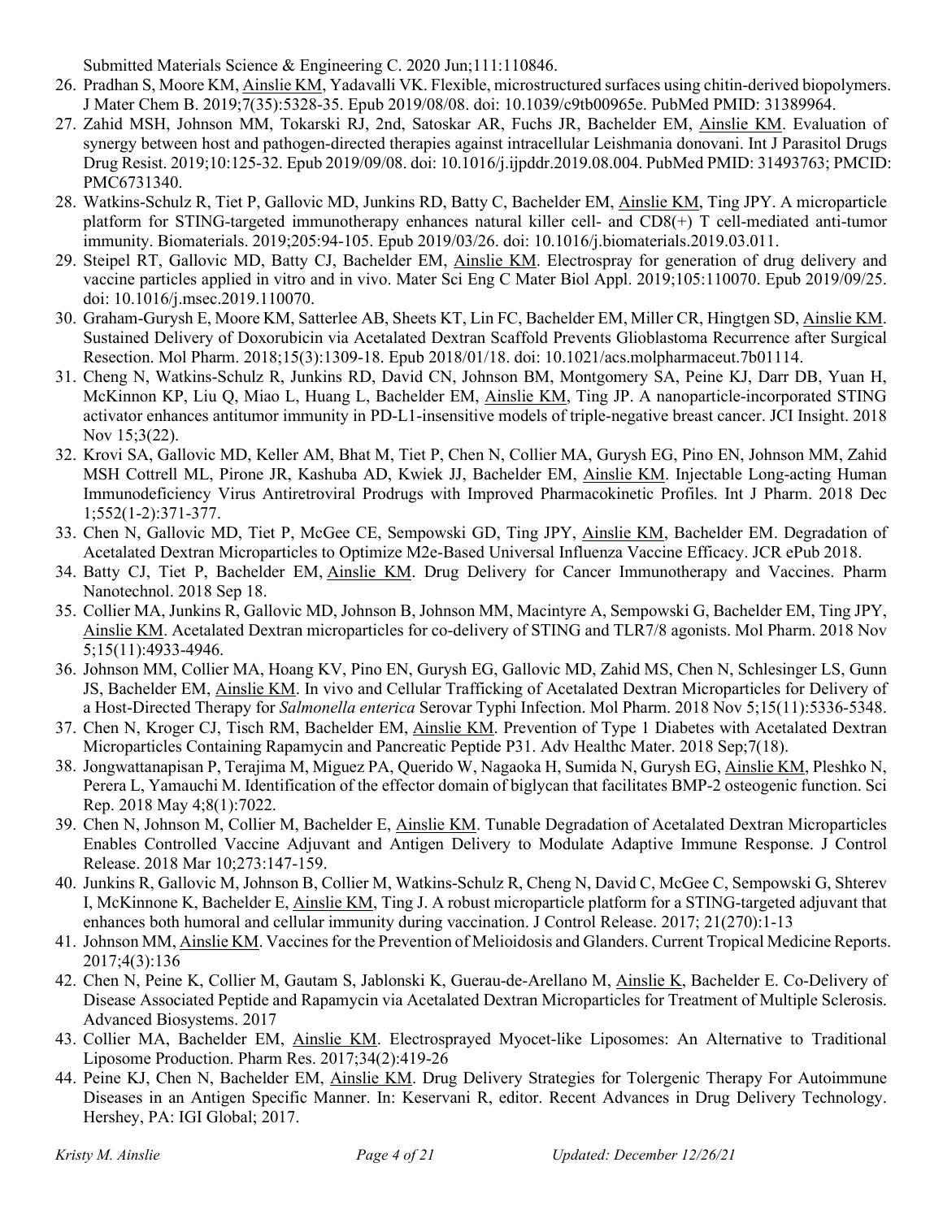Submitted Materials Science & Engineering C. 2020 Jun;111:110846.

26. Pradhan S, Moore KM, <u>Ainslie KM</u>, Yadavalli VK. Flexible, microstructured surfaces using chitin-derived biopolymers. J Mater Chem B. 2019;7(35):5328-35. Epub 2019/08/08. doi: 10.1039/c9tb00965e. PubMed PMID: 31389964.
27. Zahid MSH, Johnson MM, Tokarski RJ, 2nd, Satoskar AR, Fuchs JR, Bachelder EM, <u>Ainslie KM</u>. Evaluation of synergy between host and pathogen-directed therapies against intracellular Leishmania donovani. Int J Parasitol Drugs Drug Resist. 2019;10:125-32. Epub 2019/09/08. doi: 10.1016/j.ijpddr.2019.08.004. PubMed PMID: 31493763; PMCID: PMC6731340.
28. Watkins-Schulz R, Tiet P, Gallovic MD, Junkins RD, Batty C, Bachelder EM, <u>Ainslie KM</u>, Ting JPY. A microparticle platform for STING-targeted immunotherapy enhances natural killer cell- and CD8(+) T cell-mediated anti-tumor immunity. Biomaterials. 2019;205:94-105. Epub 2019/03/26. doi: 10.1016/j.biomaterials.2019.03.011.
29. Steipel RT, Gallovic MD, Batty CJ, Bachelder EM, <u>Ainslie KM</u>. Electrospray for generation of drug delivery and vaccine particles applied in vitro and in vivo. Mater Sci Eng C Mater Biol Appl. 2019;105:110070. Epub 2019/09/25. doi: 10.1016/j.msec.2019.110070.
30. Graham-Gurysh E, Moore KM, Satterlee AB, Sheets KT, Lin FC, Bachelder EM, Miller CR, Hingtgen SD, <u>Ainslie KM</u>. Sustained Delivery of Doxorubicin via Acetalated Dextran Scaffold Prevents Glioblastoma Recurrence after Surgical Resection. Mol Pharm. 2018;15(3):1309-18. Epub 2018/01/18. doi: 10.1021/acs.molpharmaceut.7b01114.
31. Cheng N, Watkins-Schulz R, Junkins RD, David CN, Johnson BM, Montgomery SA, Peine KJ, Darr DB, Yuan H, McKinnon KP, Liu Q, Miao L, Huang L, Bachelder EM, <u>Ainslie KM</u>, Ting JP. A nanoparticle-incorporated STING activator enhances antitumor immunity in PD-L1-insensitive models of triple-negative breast cancer. JCI Insight. 2018 Nov 15;3(22).
32. Krovi SA, Gallovic MD, Keller AM, Bhat M, Tiet P, Chen N, Collier MA, Gurysh EG, Pino EN, Johnson MM, Zahid MSH Cottrell ML, Pirone JR, Kashuba AD, Kwiek JJ, Bachelder EM, <u>Ainslie KM</u>. Injectable Long-acting Human Immunodeficiency Virus Antiretroviral Prodrugs with Improved Pharmacokinetic Profiles. Int J Pharm. 2018 Dec 1;552(1-2):371-377.
33. Chen N, Gallovic MD, Tiet P, McGee CE, Sempowski GD, Ting JPY, <u>Ainslie KM</u>, Bachelder EM. Degradation of Acetalated Dextran Microparticles to Optimize M2e-Based Universal Influenza Vaccine Efficacy. JCR ePub 2018.
34. Batty CJ, Tiet P, Bachelder EM, <u>Ainslie KM</u>. Drug Delivery for Cancer Immunotherapy and Vaccines. Pharm Nanotechnol. 2018 Sep 18.
35. Collier MA, Junkins R, Gallovic MD, Johnson B, Johnson MM, Macintyre A, Sempowski G, Bachelder EM, Ting JPY, <u>Ainslie KM</u>. Acetalated Dextran microparticles for co-delivery of STING and TLR7/8 agonists. Mol Pharm. 2018 Nov 5;15(11):4933-4946.
36. Johnson MM, Collier MA, Hoang KV, Pino EN, Gurysh EG, Gallovic MD, Zahid MS, Chen N, Schlesinger LS, Gunn JS, Bachelder EM, <u>Ainslie KM</u>. In vivo and Cellular Trafficking of Acetalated Dextran Microparticles for Delivery of a Host-Directed Therapy for *Salmonella enterica* Serovar Typhi Infection. Mol Pharm. 2018 Nov 5;15(11):5336-5348.
37. Chen N, Kroger CJ, Tisch RM, Bachelder EM, <u>Ainslie KM</u>. Prevention of Type 1 Diabetes with Acetalated Dextran Microparticles Containing Rapamycin and Pancreatic Peptide P31. Adv Healthc Mater. 2018 Sep;7(18).
38. Jongwattanapisan P, Terajima M, Miguez PA, Querido W, Nagaoka H, Sumida N, Gurysh EG, <u>Ainslie KM</u>, Pleshko N, Perera L, Yamauchi M. Identification of the effector domain of biglycan that facilitates BMP-2 osteogenic function. Sci Rep. 2018 May 4;8(1):7022.
39. Chen N, Johnson M, Collier M, Bachelder E, <u>Ainslie KM</u>. Tunable Degradation of Acetalated Dextran Microparticles Enables Controlled Vaccine Adjuvant and Antigen Delivery to Modulate Adaptive Immune Response. J Control Release. 2018 Mar 10;273:147-159.
40. Junkins R, Gallovic M, Johnson B, Collier M, Watkins-Schulz R, Cheng N, David C, McGee C, Sempowski G, Shterev I, McKinnone K, Bachelder E, <u>Ainslie KM</u>, Ting J. A robust microparticle platform for a STING-targeted adjuvant that enhances both humoral and cellular immunity during vaccination. J Control Release. 2017; 21(270):1-13
41. Johnson MM, <u>Ainslie KM</u>. Vaccines for the Prevention of Melioidosis and Glanders. Current Tropical Medicine Reports. 2017;4(3):136
42. Chen N, Peine K, Collier M, Gautam S, Jablonski K, Guerau-de-Arellano M, <u>Ainslie K</u>, Bachelder E. Co-Delivery of Disease Associated Peptide and Rapamycin via Acetalated Dextran Microparticles for Treatment of Multiple Sclerosis. Advanced Biosystems. 2017
43. Collier MA, Bachelder EM, <u>Ainslie KM</u>. Electrosprayed Myocet-like Liposomes: An Alternative to Traditional Liposome Production. Pharm Res. 2017;34(2):419-26
44. Peine KJ, Chen N, Bachelder EM, <u>Ainslie KM</u>. Drug Delivery Strategies for Tolergenic Therapy For Autoimmune Diseases in an Antigen Specific Manner. In: Keservani R, editor. Recent Advances in Drug Delivery Technology. Hershey, PA: IGI Global; 2017.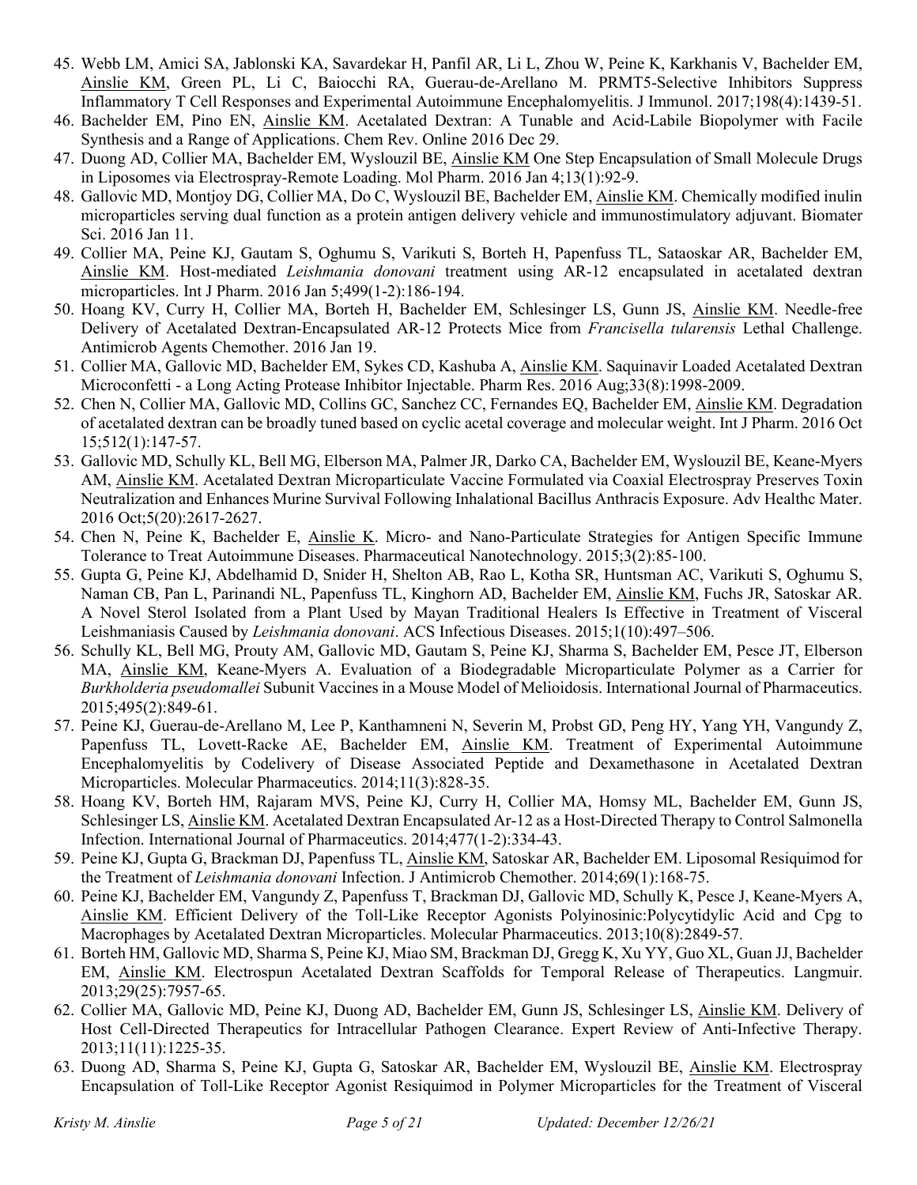45. Webb LM, Amici SA, Jablonski KA, Savardekar H, Panfil AR, Li L, Zhou W, Peine K, Karkhanis V, Bachelder EM, Ainslie KM, Green PL, Li C, Baiocchi RA, Guerau-de-Arellano M. PRMT5-Selective Inhibitors Suppress Inflammatory T Cell Responses and Experimental Autoimmune Encephalomyelitis. J Immunol. 2017;198(4):1439-51.
46. Bachelder EM, Pino EN, Ainslie KM. Acetalated Dextran: A Tunable and Acid-Labile Biopolymer with Facile Synthesis and a Range of Applications. Chem Rev. Online 2016 Dec 29.
47. Duong AD, Collier MA, Bachelder EM, Wyslouzil BE, Ainslie KM One Step Encapsulation of Small Molecule Drugs in Liposomes via Electrospray-Remote Loading. Mol Pharm. 2016 Jan 4;13(1):92-9.
48. Gallovic MD, Montjoy DG, Collier MA, Do C, Wyslouzil BE, Bachelder EM, Ainslie KM. Chemically modified inulin microparticles serving dual function as a protein antigen delivery vehicle and immunostimulatory adjuvant. Biomater Sci. 2016 Jan 11.
49. Collier MA, Peine KJ, Gautam S, Oghumu S, Varikuti S, Borteh H, Papenfuss TL, Sataoskar AR, Bachelder EM, Ainslie KM. Host-mediated *Leishmania donovani* treatment using AR-12 encapsulated in acetalated dextran microparticles. Int J Pharm. 2016 Jan 5;499(1-2):186-194.
50. Hoang KV, Curry H, Collier MA, Borteh H, Bachelder EM, Schlesinger LS, Gunn JS, Ainslie KM. Needle-free Delivery of Acetalated Dextran-Encapsulated AR-12 Protects Mice from *Francisella tularensis* Lethal Challenge. Antimicrob Agents Chemother. 2016 Jan 19.
51. Collier MA, Gallovic MD, Bachelder EM, Sykes CD, Kashuba A, Ainslie KM. Saquinavir Loaded Acetalated Dextran Microconfetti - a Long Acting Protease Inhibitor Injectable. Pharm Res. 2016 Aug;33(8):1998-2009.
52. Chen N, Collier MA, Gallovic MD, Collins GC, Sanchez CC, Fernandes EQ, Bachelder EM, Ainslie KM. Degradation of acetalated dextran can be broadly tuned based on cyclic acetal coverage and molecular weight. Int J Pharm. 2016 Oct 15;512(1):147-57.
53. Gallovic MD, Schully KL, Bell MG, Elberson MA, Palmer JR, Darko CA, Bachelder EM, Wyslouzil BE, Keane-Myers AM, Ainslie KM. Acetalated Dextran Microparticulate Vaccine Formulated via Coaxial Electrospray Preserves Toxin Neutralization and Enhances Murine Survival Following Inhalational Bacillus Anthracis Exposure. Adv Healthc Mater. 2016 Oct;5(20):2617-2627.
54. Chen N, Peine K, Bachelder E, Ainslie K. Micro- and Nano-Particulate Strategies for Antigen Specific Immune Tolerance to Treat Autoimmune Diseases. Pharmaceutical Nanotechnology. 2015;3(2):85-100.
55. Gupta G, Peine KJ, Abdelhamid D, Snider H, Shelton AB, Rao L, Kotha SR, Huntsman AC, Varikuti S, Oghumu S, Naman CB, Pan L, Parinandi NL, Papenfuss TL, Kinghorn AD, Bachelder EM, Ainslie KM, Fuchs JR, Satoskar AR. A Novel Sterol Isolated from a Plant Used by Mayan Traditional Healers Is Effective in Treatment of Visceral Leishmaniasis Caused by *Leishmania donovani*. ACS Infectious Diseases. 2015;1(10):497–506.
56. Schully KL, Bell MG, Prouty AM, Gallovic MD, Gautam S, Peine KJ, Sharma S, Bachelder EM, Pesce JT, Elberson MA, Ainslie KM, Keane-Myers A. Evaluation of a Biodegradable Microparticulate Polymer as a Carrier for *Burkholderia pseudomallei* Subunit Vaccines in a Mouse Model of Melioidosis. International Journal of Pharmaceutics. 2015;495(2):849-61.
57. Peine KJ, Guerau-de-Arellano M, Lee P, Kanthamneni N, Severin M, Probst GD, Peng HY, Yang YH, Vangundy Z, Papenfuss TL, Lovett-Racke AE, Bachelder EM, Ainslie KM. Treatment of Experimental Autoimmune Encephalomyelitis by Codelivery of Disease Associated Peptide and Dexamethasone in Acetalated Dextran Microparticles. Molecular Pharmaceutics. 2014;11(3):828-35.
58. Hoang KV, Borteh HM, Rajaram MVS, Peine KJ, Curry H, Collier MA, Homsy ML, Bachelder EM, Gunn JS, Schlesinger LS, Ainslie KM. Acetalated Dextran Encapsulated Ar-12 as a Host-Directed Therapy to Control Salmonella Infection. International Journal of Pharmaceutics. 2014;477(1-2):334-43.
59. Peine KJ, Gupta G, Brackman DJ, Papenfuss TL, Ainslie KM, Satoskar AR, Bachelder EM. Liposomal Resiquimod for the Treatment of *Leishmania donovani* Infection. J Antimicrob Chemother. 2014;69(1):168-75.
60. Peine KJ, Bachelder EM, Vangundy Z, Papenfuss T, Brackman DJ, Gallovic MD, Schully K, Pesce J, Keane-Myers A, Ainslie KM. Efficient Delivery of the Toll-Like Receptor Agonists Polyinosinic:Polycytidylic Acid and Cpg to Macrophages by Acetalated Dextran Microparticles. Molecular Pharmaceutics. 2013;10(8):2849-57.
61. Borteh HM, Gallovic MD, Sharma S, Peine KJ, Miao SM, Brackman DJ, Gregg K, Xu YY, Guo XL, Guan JJ, Bachelder EM, Ainslie KM. Electrospun Acetalated Dextran Scaffolds for Temporal Release of Therapeutics. Langmuir. 2013;29(25):7957-65.
62. Collier MA, Gallovic MD, Peine KJ, Duong AD, Bachelder EM, Gunn JS, Schlesinger LS, Ainslie KM. Delivery of Host Cell-Directed Therapeutics for Intracellular Pathogen Clearance. Expert Review of Anti-Infective Therapy. 2013;11(11):1225-35.
63. Duong AD, Sharma S, Peine KJ, Gupta G, Satoskar AR, Bachelder EM, Wyslouzil BE, Ainslie KM. Electrospray Encapsulation of Toll-Like Receptor Agonist Resiquimod in Polymer Microparticles for the Treatment of Visceral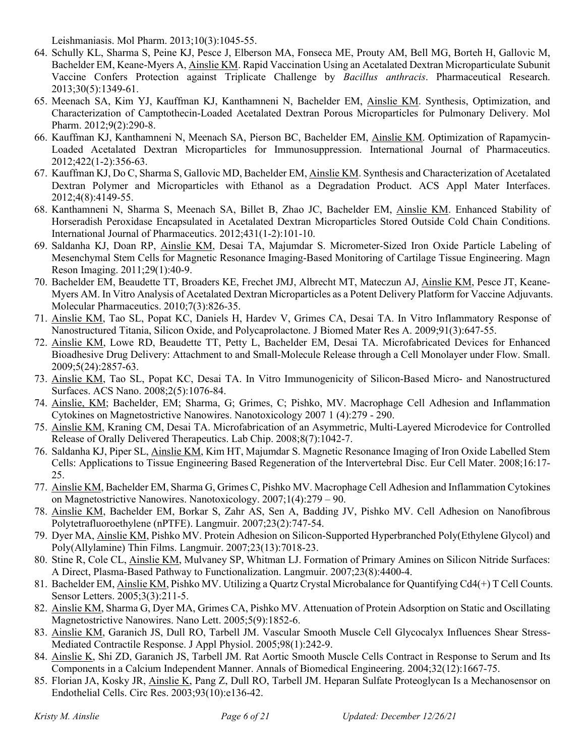Leishmaniasis. Mol Pharm. 2013;10(3):1045-55.

64. Schully KL, Sharma S, Peine KJ, Pesce J, Elberson MA, Fonseca ME, Prouty AM, Bell MG, Borteh H, Gallovic M, Bachelder EM, Keane-Myers A, Ainslie KM. Rapid Vaccination Using an Acetalated Dextran Microparticulate Subunit Vaccine Confers Protection against Triplicate Challenge by *Bacillus anthracis*. Pharmaceutical Research. 2013;30(5):1349-61.
65. Meenach SA, Kim YJ, Kauffman KJ, Kanthamneni N, Bachelder EM, Ainslie KM. Synthesis, Optimization, and Characterization of Camptothecin-Loaded Acetalated Dextran Porous Microparticles for Pulmonary Delivery. Mol Pharm. 2012;9(2):290-8.
66. Kauffman KJ, Kanthamneni N, Meenach SA, Pierson BC, Bachelder EM, Ainslie KM. Optimization of Rapamycin-Loaded Acetalated Dextran Microparticles for Immunosuppression. International Journal of Pharmaceutics. 2012;422(1-2):356-63.
67. Kauffman KJ, Do C, Sharma S, Gallovic MD, Bachelder EM, Ainslie KM. Synthesis and Characterization of Acetalated Dextran Polymer and Microparticles with Ethanol as a Degradation Product. ACS Appl Mater Interfaces. 2012;4(8):4149-55.
68. Kanthamneni N, Sharma S, Meenach SA, Billet B, Zhao JC, Bachelder EM, Ainslie KM. Enhanced Stability of Horseradish Peroxidase Encapsulated in Acetalated Dextran Microparticles Stored Outside Cold Chain Conditions. International Journal of Pharmaceutics. 2012;431(1-2):101-10.
69. Saldanha KJ, Doan RP, Ainslie KM, Desai TA, Majumdar S. Micrometer-Sized Iron Oxide Particle Labeling of Mesenchymal Stem Cells for Magnetic Resonance Imaging-Based Monitoring of Cartilage Tissue Engineering. Magn Reson Imaging. 2011;29(1):40-9.
70. Bachelder EM, Beaudette TT, Broaders KE, Frechet JMJ, Albrecht MT, Mateczun AJ, Ainslie KM, Pesce JT, Keane-Myers AM. In Vitro Analysis of Acetalated Dextran Microparticles as a Potent Delivery Platform for Vaccine Adjuvants. Molecular Pharmaceutics. 2010;7(3):826-35.
71. Ainslie KM, Tao SL, Popat KC, Daniels H, Hardev V, Grimes CA, Desai TA. In Vitro Inflammatory Response of Nanostructured Titania, Silicon Oxide, and Polycaprolactone. J Biomed Mater Res A. 2009;91(3):647-55.
72. Ainslie KM, Lowe RD, Beaudette TT, Petty L, Bachelder EM, Desai TA. Microfabricated Devices for Enhanced Bioadhesive Drug Delivery: Attachment to and Small-Molecule Release through a Cell Monolayer under Flow. Small. 2009;5(24):2857-63.
73. Ainslie KM, Tao SL, Popat KC, Desai TA. In Vitro Immunogenicity of Silicon-Based Micro- and Nanostructured Surfaces. ACS Nano. 2008;2(5):1076-84.
74. Ainslie, KM; Bachelder, EM; Sharma, G; Grimes, C; Pishko, MV. Macrophage Cell Adhesion and Inflammation Cytokines on Magnetostrictive Nanowires. Nanotoxicology 2007 1 (4):279 - 290.
75. Ainslie KM, Kraning CM, Desai TA. Microfabrication of an Asymmetric, Multi-Layered Microdevice for Controlled Release of Orally Delivered Therapeutics. Lab Chip. 2008;8(7):1042-7.
76. Saldanha KJ, Piper SL, Ainslie KM, Kim HT, Majumdar S. Magnetic Resonance Imaging of Iron Oxide Labelled Stem Cells: Applications to Tissue Engineering Based Regeneration of the Intervertebral Disc. Eur Cell Mater. 2008;16:17-25.
77. Ainslie KM, Bachelder EM, Sharma G, Grimes C, Pishko MV. Macrophage Cell Adhesion and Inflammation Cytokines on Magnetostrictive Nanowires. Nanotoxicology. 2007;1(4):279 – 90.
78. Ainslie KM, Bachelder EM, Borkar S, Zahr AS, Sen A, Badding JV, Pishko MV. Cell Adhesion on Nanofibrous Polytetrafluoroethylene (nPTFE). Langmuir. 2007;23(2):747-54.
79. Dyer MA, Ainslie KM, Pishko MV. Protein Adhesion on Silicon-Supported Hyperbranched Poly(Ethylene Glycol) and Poly(Allylamine) Thin Films. Langmuir. 2007;23(13):7018-23.
80. Stine R, Cole CL, Ainslie KM, Mulvaney SP, Whitman LJ. Formation of Primary Amines on Silicon Nitride Surfaces: A Direct, Plasma-Based Pathway to Functionalization. Langmuir. 2007;23(8):4400-4.
81. Bachelder EM, Ainslie KM, Pishko MV. Utilizing a Quartz Crystal Microbalance for Quantifying Cd4(+) T Cell Counts. Sensor Letters. 2005;3(3):211-5.
82. Ainslie KM, Sharma G, Dyer MA, Grimes CA, Pishko MV. Attenuation of Protein Adsorption on Static and Oscillating Magnetostrictive Nanowires. Nano Lett. 2005;5(9):1852-6.
83. Ainslie KM, Garanich JS, Dull RO, Tarbell JM. Vascular Smooth Muscle Cell Glycocalyx Influences Shear Stress-Mediated Contractile Response. J Appl Physiol. 2005;98(1):242-9.
84. Ainslie K, Shi ZD, Garanich JS, Tarbell JM. Rat Aortic Smooth Muscle Cells Contract in Response to Serum and Its Components in a Calcium Independent Manner. Annals of Biomedical Engineering. 2004;32(12):1667-75.
85. Florian JA, Kosky JR, Ainslie K, Pang Z, Dull RO, Tarbell JM. Heparan Sulfate Proteoglycan Is a Mechanosensor on Endothelial Cells. Circ Res. 2003;93(10):e136-42.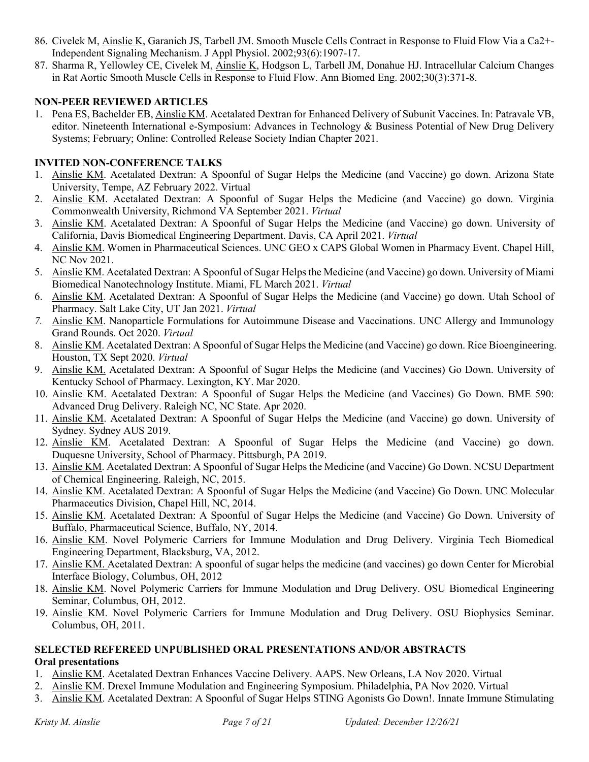86. Civelek M, Ainslie K, Garanich JS, Tarbell JM. Smooth Muscle Cells Contract in Response to Fluid Flow Via a Ca2+-Independent Signaling Mechanism. J Appl Physiol. 2002;93(6):1907-17.
87. Sharma R, Yellowley CE, Civelek M, Ainslie K, Hodgson L, Tarbell JM, Donahue HJ. Intracellular Calcium Changes in Rat Aortic Smooth Muscle Cells in Response to Fluid Flow. Ann Biomed Eng. 2002;30(3):371-8.

**NON-PEER REVIEWED ARTICLES**

1. Pena ES, Bachelder EB, Ainslie KM. Acetalated Dextran for Enhanced Delivery of Subunit Vaccines. In: Patravale VB, editor. Nineteenth International e-Symposium: Advances in Technology & Business Potential of New Drug Delivery Systems; February; Online: Controlled Release Society Indian Chapter 2021.

**INVITED NON-CONFERENCE TALKS**

1. Ainslie KM. Acetalated Dextran: A Spoonful of Sugar Helps the Medicine (and Vaccine) go down. Arizona State University, Tempe, AZ February 2022. Virtual
2. Ainslie KM. Acetalated Dextran: A Spoonful of Sugar Helps the Medicine (and Vaccine) go down. Virginia Commonwealth University, Richmond VA September 2021. *Virtual*
3. Ainslie KM. Acetalated Dextran: A Spoonful of Sugar Helps the Medicine (and Vaccine) go down. University of California, Davis Biomedical Engineering Department. Davis, CA April 2021. *Virtual*
4. Ainslie KM. Women in Pharmaceutical Sciences. UNC GEO x CAPS Global Women in Pharmacy Event. Chapel Hill, NC Nov 2021.
5. Ainslie KM. Acetalated Dextran: A Spoonful of Sugar Helps the Medicine (and Vaccine) go down. University of Miami Biomedical Nanotechnology Institute. Miami, FL March 2021. *Virtual*
6. Ainslie KM. Acetalated Dextran: A Spoonful of Sugar Helps the Medicine (and Vaccine) go down. Utah School of Pharmacy. Salt Lake City, UT Jan 2021. *Virtual*
7. Ainslie KM. Nanoparticle Formulations for Autoimmune Disease and Vaccinations. UNC Allergy and Immunology Grand Rounds. Oct 2020. *Virtual*
8. Ainslie KM. Acetalated Dextran: A Spoonful of Sugar Helps the Medicine (and Vaccine) go down. Rice Bioengineering. Houston, TX Sept 2020. *Virtual*
9. Ainslie KM. Acetalated Dextran: A Spoonful of Sugar Helps the Medicine (and Vaccines) Go Down. University of Kentucky School of Pharmacy. Lexington, KY. Mar 2020.
10. Ainslie KM. Acetalated Dextran: A Spoonful of Sugar Helps the Medicine (and Vaccines) Go Down. BME 590: Advanced Drug Delivery. Raleigh NC, NC State. Apr 2020.
11. Ainslie KM. Acetalated Dextran: A Spoonful of Sugar Helps the Medicine (and Vaccine) go down. University of Sydney. Sydney AUS 2019.
12. Ainslie KM. Acetalated Dextran: A Spoonful of Sugar Helps the Medicine (and Vaccine) go down. Duquesne University, School of Pharmacy. Pittsburgh, PA 2019.
13. Ainslie KM. Acetalated Dextran: A Spoonful of Sugar Helps the Medicine (and Vaccine) Go Down. NCSU Department of Chemical Engineering. Raleigh, NC, 2015.
14. Ainslie KM. Acetalated Dextran: A Spoonful of Sugar Helps the Medicine (and Vaccine) Go Down. UNC Molecular Pharmaceutics Division, Chapel Hill, NC, 2014.
15. Ainslie KM. Acetalated Dextran: A Spoonful of Sugar Helps the Medicine (and Vaccine) Go Down. University of Buffalo, Pharmaceutical Science, Buffalo, NY, 2014.
16. Ainslie KM. Novel Polymeric Carriers for Immune Modulation and Drug Delivery. Virginia Tech Biomedical Engineering Department, Blacksburg, VA, 2012.
17. Ainslie KM. Acetalated Dextran: A spoonful of sugar helps the medicine (and vaccines) go down Center for Microbial Interface Biology, Columbus, OH, 2012
18. Ainslie KM. Novel Polymeric Carriers for Immune Modulation and Drug Delivery. OSU Biomedical Engineering Seminar, Columbus, OH, 2012.
19. Ainslie KM. Novel Polymeric Carriers for Immune Modulation and Drug Delivery. OSU Biophysics Seminar. Columbus, OH, 2011.

**SELECTED REFEREED UNPUBLISHED ORAL PRESENTATIONS AND/OR ABSTRACTS**

**Oral presentations**

1. Ainslie KM. Acetalated Dextran Enhances Vaccine Delivery. AAPS. New Orleans, LA Nov 2020. Virtual
2. Ainslie KM. Drexel Immune Modulation and Engineering Symposium. Philadelphia, PA Nov 2020. Virtual
3. Ainslie KM. Acetalated Dextran: A Spoonful of Sugar Helps STING Agonists Go Down!. Innate Immune Stimulating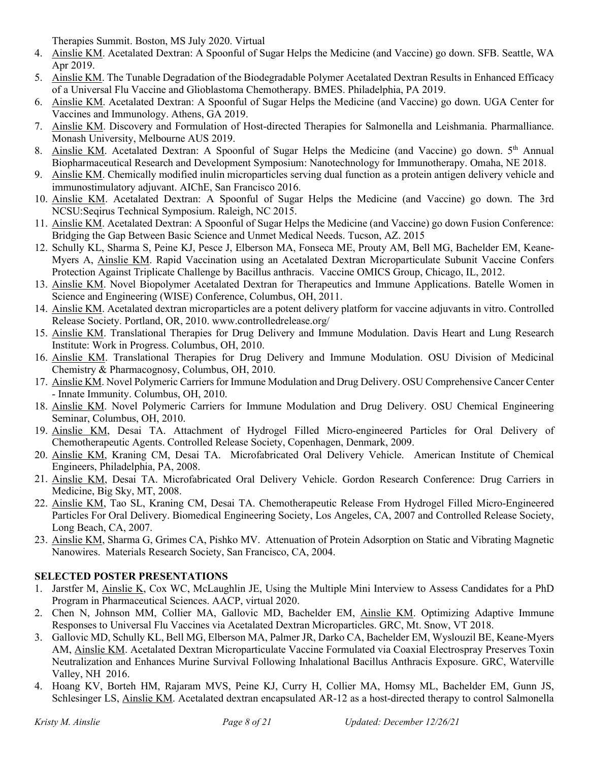Therapies Summit. Boston, MS July 2020. Virtual

4. Ainslie KM. Acetalated Dextran: A Spoonful of Sugar Helps the Medicine (and Vaccine) go down. SFB. Seattle, WA Apr 2019.
5. Ainslie KM. The Tunable Degradation of the Biodegradable Polymer Acetalated Dextran Results in Enhanced Efficacy of a Universal Flu Vaccine and Glioblastoma Chemotherapy. BMES. Philadelphia, PA 2019.
6. Ainslie KM. Acetalated Dextran: A Spoonful of Sugar Helps the Medicine (and Vaccine) go down. UGA Center for Vaccines and Immunology. Athens, GA 2019.
7. Ainslie KM. Discovery and Formulation of Host-directed Therapies for Salmonella and Leishmania. Pharmalliance. Monash University, Melbourne AUS 2019.
8. Ainslie KM. Acetalated Dextran: A Spoonful of Sugar Helps the Medicine (and Vaccine) go down. 5th Annual Biopharmaceutical Research and Development Symposium: Nanotechnology for Immunotherapy. Omaha, NE 2018.
9. Ainslie KM. Chemically modified inulin microparticles serving dual function as a protein antigen delivery vehicle and immunostimulatory adjuvant. AIChE, San Francisco 2016.
10. Ainslie KM. Acetalated Dextran: A Spoonful of Sugar Helps the Medicine (and Vaccine) go down. The 3rd NCSU:Seqirus Technical Symposium. Raleigh, NC 2015.
11. Ainslie KM. Acetalated Dextran: A Spoonful of Sugar Helps the Medicine (and Vaccine) go down Fusion Conference: Bridging the Gap Between Basic Science and Unmet Medical Needs. Tucson, AZ. 2015
12. Schully KL, Sharma S, Peine KJ, Pesce J, Elberson MA, Fonseca ME, Prouty AM, Bell MG, Bachelder EM, Keane-Myers A, Ainslie KM. Rapid Vaccination using an Acetalated Dextran Microparticulate Subunit Vaccine Confers Protection Against Triplicate Challenge by Bacillus anthracis. Vaccine OMICS Group, Chicago, IL, 2012.
13. Ainslie KM. Novel Biopolymer Acetalated Dextran for Therapeutics and Immune Applications. Batelle Women in Science and Engineering (WISE) Conference, Columbus, OH, 2011.
14. Ainslie KM. Acetalated dextran microparticles are a potent delivery platform for vaccine adjuvants in vitro. Controlled Release Society. Portland, OR, 2010. www.controlledrelease.org/
15. Ainslie KM. Translational Therapies for Drug Delivery and Immune Modulation. Davis Heart and Lung Research Institute: Work in Progress. Columbus, OH, 2010.
16. Ainslie KM. Translational Therapies for Drug Delivery and Immune Modulation. OSU Division of Medicinal Chemistry & Pharmacognosy, Columbus, OH, 2010.
17. Ainslie KM. Novel Polymeric Carriers for Immune Modulation and Drug Delivery. OSU Comprehensive Cancer Center - Innate Immunity. Columbus, OH, 2010.
18. Ainslie KM. Novel Polymeric Carriers for Immune Modulation and Drug Delivery. OSU Chemical Engineering Seminar, Columbus, OH, 2010.
19. Ainslie KM, Desai TA. Attachment of Hydrogel Filled Micro-engineered Particles for Oral Delivery of Chemotherapeutic Agents. Controlled Release Society, Copenhagen, Denmark, 2009.
20. Ainslie KM, Kraning CM, Desai TA. Microfabricated Oral Delivery Vehicle. American Institute of Chemical Engineers, Philadelphia, PA, 2008.
21. Ainslie KM, Desai TA. Microfabricated Oral Delivery Vehicle. Gordon Research Conference: Drug Carriers in Medicine, Big Sky, MT, 2008.
22. Ainslie KM, Tao SL, Kraning CM, Desai TA. Chemotherapeutic Release From Hydrogel Filled Micro-Engineered Particles For Oral Delivery. Biomedical Engineering Society, Los Angeles, CA, 2007 and Controlled Release Society, Long Beach, CA, 2007.
23. Ainslie KM, Sharma G, Grimes CA, Pishko MV. Attenuation of Protein Adsorption on Static and Vibrating Magnetic Nanowires. Materials Research Society, San Francisco, CA, 2004.

## SELECTED POSTER PRESENTATIONS

1. Jarstfer M, Ainslie K, Cox WC, McLaughlin JE, Using the Multiple Mini Interview to Assess Candidates for a PhD Program in Pharmaceutical Sciences. AACP, virtual 2020.
2. Chen N, Johnson MM, Collier MA, Gallovic MD, Bachelder EM, Ainslie KM. Optimizing Adaptive Immune Responses to Universal Flu Vaccines via Acetalated Dextran Microparticles. GRC, Mt. Snow, VT 2018.
3. Gallovic MD, Schully KL, Bell MG, Elberson MA, Palmer JR, Darko CA, Bachelder EM, Wyslouzil BE, Keane-Myers AM, Ainslie KM. Acetalated Dextran Microparticulate Vaccine Formulated via Coaxial Electrospray Preserves Toxin Neutralization and Enhances Murine Survival Following Inhalational Bacillus Anthracis Exposure. GRC, Waterville Valley, NH 2016.
4. Hoang KV, Borteh HM, Rajaram MVS, Peine KJ, Curry H, Collier MA, Homsy ML, Bachelder EM, Gunn JS, Schlesinger LS, Ainslie KM. Acetalated dextran encapsulated AR-12 as a host-directed therapy to control Salmonella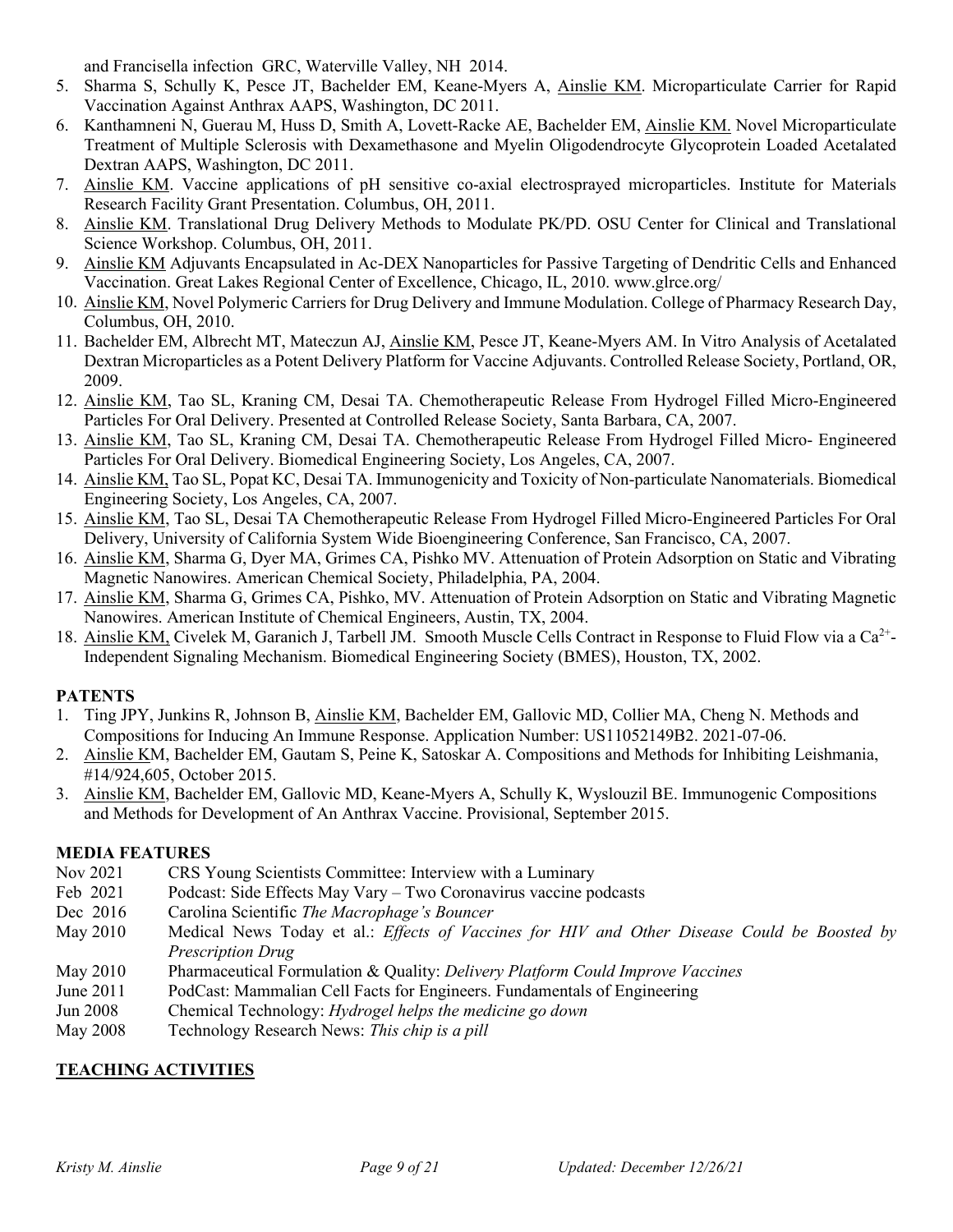and Francisella infection GRC, Waterville Valley, NH 2014.

5. Sharma S, Schully K, Pesce JT, Bachelder EM, Keane-Myers A, Ainslie KM. Microparticulate Carrier for Rapid Vaccination Against Anthrax AAPS, Washington, DC 2011.
6. Kanthamneni N, Guerau M, Huss D, Smith A, Lovett-Racke AE, Bachelder EM, Ainslie KM. Novel Microparticulate Treatment of Multiple Sclerosis with Dexamethasone and Myelin Oligodendrocyte Glycoprotein Loaded Acetalated Dextran AAPS, Washington, DC 2011.
7. Ainslie KM. Vaccine applications of pH sensitive co-axial electrosprayed microparticles. Institute for Materials Research Facility Grant Presentation. Columbus, OH, 2011.
8. Ainslie KM. Translational Drug Delivery Methods to Modulate PK/PD. OSU Center for Clinical and Translational Science Workshop. Columbus, OH, 2011.
9. Ainslie KM Adjuvants Encapsulated in Ac-DEX Nanoparticles for Passive Targeting of Dendritic Cells and Enhanced Vaccination. Great Lakes Regional Center of Excellence, Chicago, IL, 2010. www.glrce.org/
10. Ainslie KM, Novel Polymeric Carriers for Drug Delivery and Immune Modulation. College of Pharmacy Research Day, Columbus, OH, 2010.
11. Bachelder EM, Albrecht MT, Mateczun AJ, Ainslie KM, Pesce JT, Keane-Myers AM. In Vitro Analysis of Acetalated Dextran Microparticles as a Potent Delivery Platform for Vaccine Adjuvants. Controlled Release Society, Portland, OR, 2009.
12. Ainslie KM, Tao SL, Kraning CM, Desai TA. Chemotherapeutic Release From Hydrogel Filled Micro-Engineered Particles For Oral Delivery. Presented at Controlled Release Society, Santa Barbara, CA, 2007.
13. Ainslie KM, Tao SL, Kraning CM, Desai TA. Chemotherapeutic Release From Hydrogel Filled Micro- Engineered Particles For Oral Delivery. Biomedical Engineering Society, Los Angeles, CA, 2007.
14. Ainslie KM, Tao SL, Popat KC, Desai TA. Immunogenicity and Toxicity of Non-particulate Nanomaterials. Biomedical Engineering Society, Los Angeles, CA, 2007.
15. Ainslie KM, Tao SL, Desai TA Chemotherapeutic Release From Hydrogel Filled Micro-Engineered Particles For Oral Delivery, University of California System Wide Bioengineering Conference, San Francisco, CA, 2007.
16. Ainslie KM, Sharma G, Dyer MA, Grimes CA, Pishko MV. Attenuation of Protein Adsorption on Static and Vibrating Magnetic Nanowires. American Chemical Society, Philadelphia, PA, 2004.
17. Ainslie KM, Sharma G, Grimes CA, Pishko, MV. Attenuation of Protein Adsorption on Static and Vibrating Magnetic Nanowires. American Institute of Chemical Engineers, Austin, TX, 2004.
18. Ainslie KM, Civelek M, Garanich J, Tarbell JM. Smooth Muscle Cells Contract in Response to Fluid Flow via a $Ca^{2+}$-Independent Signaling Mechanism. Biomedical Engineering Society (BMES), Houston, TX, 2002.

## PATENTS

1. Ting JPY, Junkins R, Johnson B, Ainslie KM, Bachelder EM, Gallovic MD, Collier MA, Cheng N. Methods and Compositions for Inducing An Immune Response. Application Number: US11052149B2. 2021-07-06.
2. Ainslie KM, Bachelder EM, Gautam S, Peine K, Satoskar A. Compositions and Methods for Inhibiting Leishmania, #14/924,605, October 2015.
3. Ainslie KM, Bachelder EM, Gallovic MD, Keane-Myers A, Schully K, Wyslouzil BE. Immunogenic Compositions and Methods for Development of An Anthrax Vaccine. Provisional, September 2015.

## MEDIA FEATURES

- Nov 2021 — CRS Young Scientists Committee: Interview with a Luminary
- Feb 2021 — Podcast: Side Effects May Vary – Two Coronavirus vaccine podcasts
- Dec 2016 — Carolina Scientific *The Macrophage's Bouncer*
- May 2010 — Medical News Today et al.: *Effects of Vaccines for HIV and Other Disease Could be Boosted by Prescription Drug*
- May 2010 — Pharmaceutical Formulation & Quality: *Delivery Platform Could Improve Vaccines*
- June 2011 — PodCast: Mammalian Cell Facts for Engineers. Fundamentals of Engineering
- Jun 2008 — Chemical Technology: *Hydrogel helps the medicine go down*
- May 2008 — Technology Research News: *This chip is a pill*

## TEACHING ACTIVITIES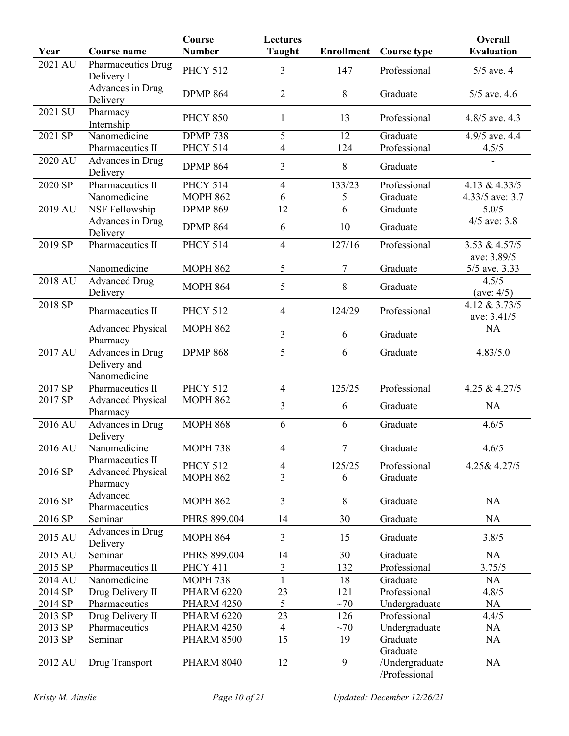| Year | Course name | Course Number | Lectures Taught | Enrollment | Course type | Overall Evaluation |
|---|---|---|---|---|---|---|
| 2021 AU | Pharmaceutics Drug Delivery I | PHCY 512 | 3 | 147 | Professional | 5/5 ave. 4 |
| | Advances in Drug Delivery | DPMP 864 | 2 | 8 | Graduate | 5/5 ave. 4.6 |
| 2021 SU | Pharmacy Internship | PHCY 850 | 1 | 13 | Professional | 4.8/5 ave. 4.3 |
| 2021 SP | Nanomedicine | DPMP 738 | 5 | 12 | Graduate | 4.9/5 ave. 4.4 |
| | Pharmaceutics II | PHCY 514 | 4 | 124 | Professional | 4.5/5 |
| 2020 AU | Advances in Drug Delivery | DPMP 864 | 3 | 8 | Graduate | - |
| 2020 SP | Pharmaceutics II | PHCY 514 | 4 | 133/23 | Professional | 4.13 & 4.33/5 |
| | Nanomedicine | MOPH 862 | 6 | 5 | Graduate | 4.33/5 ave: 3.7 |
| 2019 AU | NSF Fellowship | DPMP 869 | 12 | 6 | Graduate | 5.0/5 |
| | Advances in Drug Delivery | DPMP 864 | 6 | 10 | Graduate | 4/5 ave: 3.8 |
| 2019 SP | Pharmaceutics II | PHCY 514 | 4 | 127/16 | Professional | 3.53 & 4.57/5 ave: 3.89/5 |
| | Nanomedicine | MOPH 862 | 5 | 7 | Graduate | 5/5 ave. 3.33 |
| 2018 AU | Advanced Drug Delivery | MOPH 864 | 5 | 8 | Graduate | 4.5/5 (ave: 4/5) |
| 2018 SP | Pharmaceutics II | PHCY 512 | 4 | 124/29 | Professional | 4.12 & 3.73/5 ave: 3.41/5 |
| | Advanced Physical Pharmacy | MOPH 862 | 3 | 6 | Graduate | NA |
| 2017 AU | Advances in Drug Delivery and Nanomedicine | DPMP 868 | 5 | 6 | Graduate | 4.83/5.0 |
| 2017 SP | Pharmaceutics II | PHCY 512 | 4 | 125/25 | Professional | 4.25 & 4.27/5 |
| 2017 SP | Advanced Physical Pharmacy | MOPH 862 | 3 | 6 | Graduate | NA |
| 2016 AU | Advances in Drug Delivery | MOPH 868 | 6 | 6 | Graduate | 4.6/5 |
| 2016 AU | Nanomedicine | MOPH 738 | 4 | 7 | Graduate | 4.6/5 |
| 2016 SP | Pharmaceutics II | PHCY 512 | 4 | 125/25 | Professional | 4.25& 4.27/5 |
| | Advanced Physical Pharmacy | MOPH 862 | 3 | 6 | Graduate | |
| 2016 SP | Advanced Pharmaceutics | MOPH 862 | 3 | 8 | Graduate | NA |
| 2016 SP | Seminar | PHRS 899.004 | 14 | 30 | Graduate | NA |
| 2015 AU | Advances in Drug Delivery | MOPH 864 | 3 | 15 | Graduate | 3.8/5 |
| 2015 AU | Seminar | PHRS 899.004 | 14 | 30 | Graduate | NA |
| 2015 SP | Pharmaceutics II | PHCY 411 | 3 | 132 | Professional | 3.75/5 |
| 2014 AU | Nanomedicine | MOPH 738 | 1 | 18 | Graduate | NA |
| 2014 SP | Drug Delivery II | PHARM 6220 | 23 | 121 | Professional | 4.8/5 |
| 2014 SP | Pharmaceutics | PHARM 4250 | 5 | ~70 | Undergraduate | NA |
| 2013 SP | Drug Delivery II | PHARM 6220 | 23 | 126 | Professional | 4.4/5 |
| 2013 SP | Pharmaceutics | PHARM 4250 | 4 | ~70 | Undergraduate | NA |
| 2013 SP | Seminar | PHARM 8500 | 15 | 19 | Graduate | NA |
| 2012 AU | Drug Transport | PHARM 8040 | 12 | 9 | Graduate /Undergraduate /Professional | NA |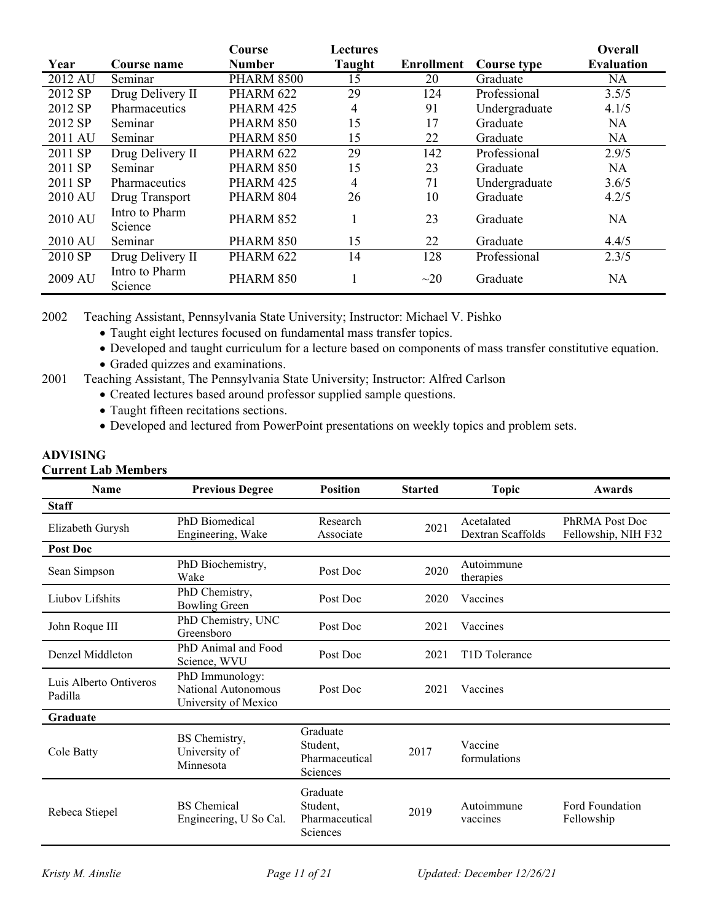| Year | Course name | Course Number | Lectures Taught | Enrollment | Course type | Overall Evaluation |
|---|---|---|---|---|---|---|
| 2012 AU | Seminar | PHARM 8500 | 15 | 20 | Graduate | NA |
| 2012 SP | Drug Delivery II | PHARM 622 | 29 | 124 | Professional | 3.5/5 |
| 2012 SP | Pharmaceutics | PHARM 425 | 4 | 91 | Undergraduate | 4.1/5 |
| 2012 SP | Seminar | PHARM 850 | 15 | 17 | Graduate | NA |
| 2011 AU | Seminar | PHARM 850 | 15 | 22 | Graduate | NA |
| 2011 SP | Drug Delivery II | PHARM 622 | 29 | 142 | Professional | 2.9/5 |
| 2011 SP | Seminar | PHARM 850 | 15 | 23 | Graduate | NA |
| 2011 SP | Pharmaceutics | PHARM 425 | 4 | 71 | Undergraduate | 3.6/5 |
| 2010 AU | Drug Transport | PHARM 804 | 26 | 10 | Graduate | 4.2/5 |
| 2010 AU | Intro to Pharm Science | PHARM 852 | 1 | 23 | Graduate | NA |
| 2010 AU | Seminar | PHARM 850 | 15 | 22 | Graduate | 4.4/5 |
| 2010 SP | Drug Delivery II | PHARM 622 | 14 | 128 | Professional | 2.3/5 |
| 2009 AU | Intro to Pharm Science | PHARM 850 | 1 | ~20 | Graduate | NA |

2002 Teaching Assistant, Pennsylvania State University; Instructor: Michael V. Pishko

- Taught eight lectures focused on fundamental mass transfer topics.
- Developed and taught curriculum for a lecture based on components of mass transfer constitutive equation.
- Graded quizzes and examinations.

2001 Teaching Assistant, The Pennsylvania State University; Instructor: Alfred Carlson

- Created lectures based around professor supplied sample questions.
- Taught fifteen recitations sections.
- Developed and lectured from PowerPoint presentations on weekly topics and problem sets.

## ADVISING

### Current Lab Members

| Name | Previous Degree | Position | Started | Topic | Awards |
|---|---|---|---|---|---|
| **Staff** | | | | | |
| Elizabeth Gurysh | PhD Biomedical Engineering, Wake | Research Associate | 2021 | Acetalated Dextran Scaffolds | PhRMA Post Doc Fellowship, NIH F32 |
| **Post Doc** | | | | | |
| Sean Simpson | PhD Biochemistry, Wake | Post Doc | 2020 | Autoimmune therapies | |
| Liubov Lifshits | PhD Chemistry, Bowling Green | Post Doc | 2020 | Vaccines | |
| John Roque III | PhD Chemistry, UNC Greensboro | Post Doc | 2021 | Vaccines | |
| Denzel Middleton | PhD Animal and Food Science, WVU | Post Doc | 2021 | T1D Tolerance | |
| Luis Alberto Ontiveros Padilla | PhD Immunology: National Autonomous University of Mexico | Post Doc | 2021 | Vaccines | |
| **Graduate** | | | | | |
| Cole Batty | BS Chemistry, University of Minnesota | Graduate Student, Pharmaceutical Sciences | 2017 | Vaccine formulations | |
| Rebeca Stiepel | BS Chemical Engineering, U So Cal. | Graduate Student, Pharmaceutical Sciences | 2019 | Autoimmune vaccines | Ford Foundation Fellowship |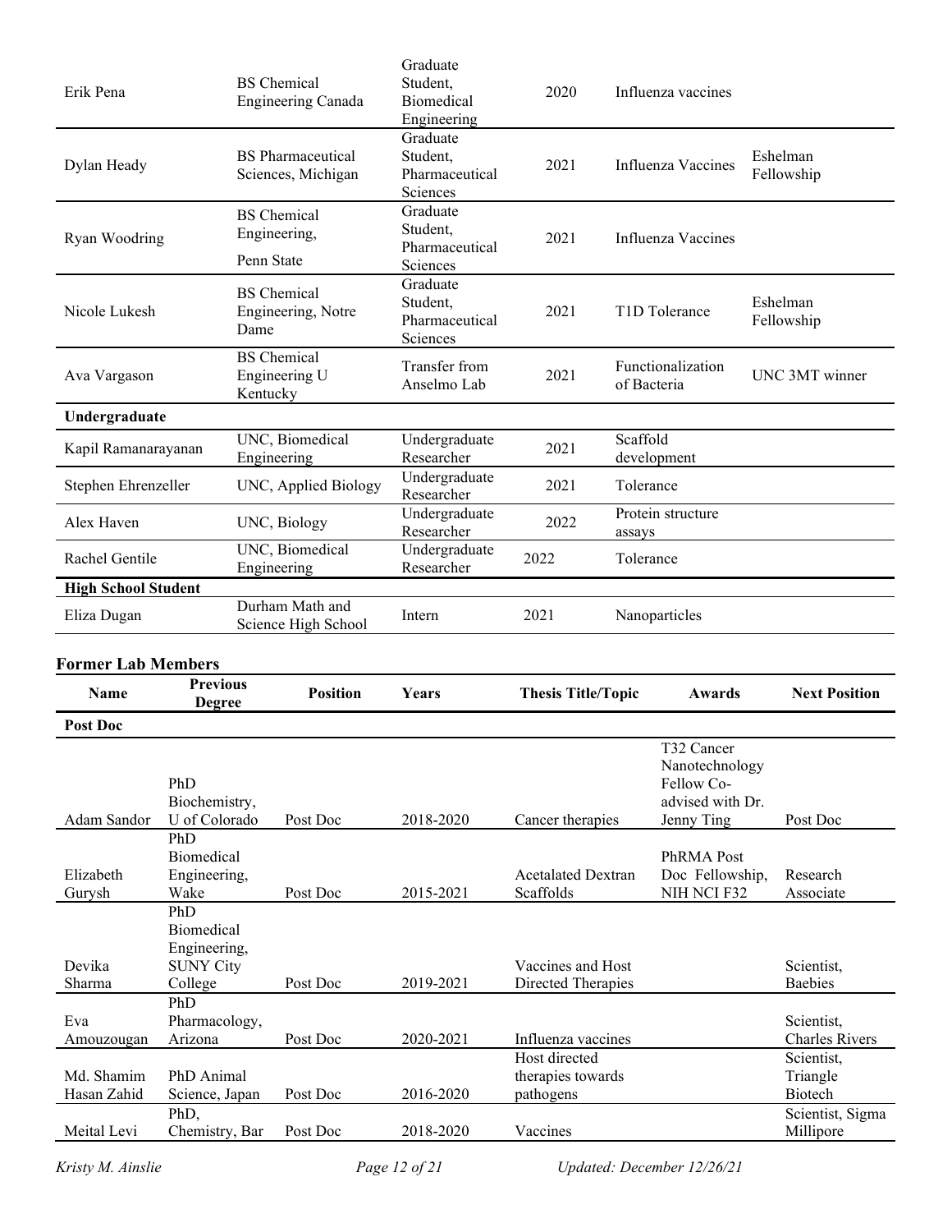| | | | | | |
|---|---|---|---|---|---|
| Erik Pena | BS Chemical Engineering Canada | Graduate Student, Biomedical Engineering | 2020 | Influenza vaccines | |
| Dylan Heady | BS Pharmaceutical Sciences, Michigan | Graduate Student, Pharmaceutical Sciences | 2021 | Influenza Vaccines | Eshelman Fellowship |
| Ryan Woodring | BS Chemical Engineering, Penn State | Graduate Student, Pharmaceutical Sciences | 2021 | Influenza Vaccines | |
| Nicole Lukesh | BS Chemical Engineering, Notre Dame | Graduate Student, Pharmaceutical Sciences | 2021 | T1D Tolerance | Eshelman Fellowship |
| Ava Vargason | BS Chemical Engineering U Kentucky | Transfer from Anselmo Lab | 2021 | Functionalization of Bacteria | UNC 3MT winner |
| **Undergraduate** | | | | | |
| Kapil Ramanarayanan | UNC, Biomedical Engineering | Undergraduate Researcher | 2021 | Scaffold development | |
| Stephen Ehrenzeller | UNC, Applied Biology | Undergraduate Researcher | 2021 | Tolerance | |
| Alex Haven | UNC, Biology | Undergraduate Researcher | 2022 | Protein structure assays | |
| Rachel Gentile | UNC, Biomedical Engineering | Undergraduate Researcher | 2022 | Tolerance | |
| **High School Student** | | | | | |
| Eliza Dugan | Durham Math and Science High School | Intern | 2021 | Nanoparticles | |

### Former Lab Members

| Name | Previous Degree | Position | Years | Thesis Title/Topic | Awards | Next Position |
|---|---|---|---|---|---|---|
| **Post Doc** | | | | | | |
| Adam Sandor | PhD Biochemistry, U of Colorado | Post Doc | 2018-2020 | Cancer therapies | T32 Cancer Nanotechnology Fellow Co-advised with Dr. Jenny Ting | Post Doc |
| Elizabeth Gurysh | PhD Biomedical Engineering, Wake | Post Doc | 2015-2021 | Acetalated Dextran Scaffolds | PhRMA Post Doc Fellowship, NIH NCI F32 | Research Associate |
| Devika Sharma | PhD Biomedical Engineering, SUNY City College | Post Doc | 2019-2021 | Vaccines and Host Directed Therapies | | Scientist, Baebies |
| Eva Amouzougan | PhD Pharmacology, Arizona | Post Doc | 2020-2021 | Influenza vaccines | | Scientist, Charles Rivers |
| Md. Shamim Hasan Zahid | PhD Animal Science, Japan | Post Doc | 2016-2020 | Host directed therapies towards pathogens | | Scientist, Triangle Biotech |
| Meital Levi | PhD, Chemistry, Bar | Post Doc | 2018-2020 | Vaccines | | Scientist, Sigma Millipore |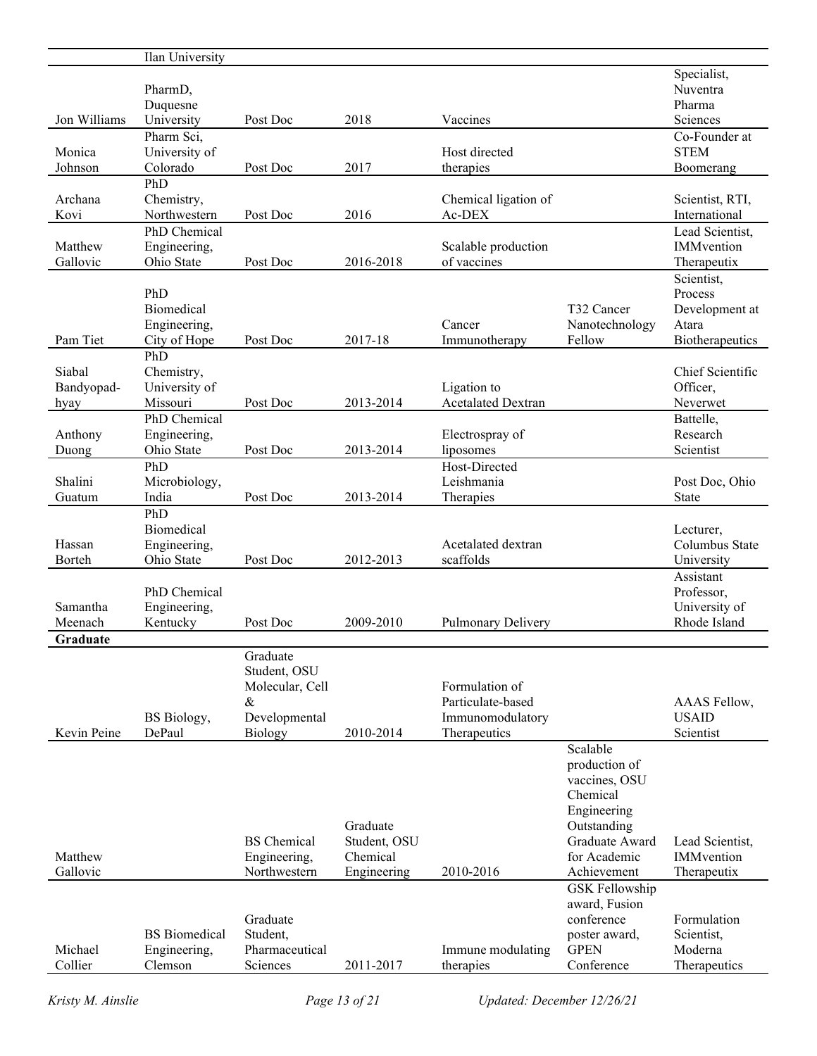| | Ilan University | | | | | |
|---|---|---|---|---|---|---|
| Jon Williams | PharmD, Duquesne University | Post Doc | 2018 | Vaccines | | Specialist, Nuventra Pharma Sciences |
| Monica Johnson | Pharm Sci, University of Colorado | Post Doc | 2017 | Host directed therapies | | Co-Founder at STEM Boomerang |
| Archana Kovi | PhD Chemistry, Northwestern | Post Doc | 2016 | Chemical ligation of Ac-DEX | | Scientist, RTI, International |
| Matthew Gallovic | PhD Chemical Engineering, Ohio State | Post Doc | 2016-2018 | Scalable production of vaccines | | Lead Scientist, IMMvention Therapeutix |
| Pam Tiet | PhD Biomedical Engineering, City of Hope | Post Doc | 2017-18 | Cancer Immunotherapy | T32 Cancer Nanotechnology Fellow | Scientist, Process Development at Atara Biotherapeutics |
| Siabal Bandyopad-hyay | PhD Chemistry, University of Missouri | Post Doc | 2013-2014 | Ligation to Acetalated Dextran | | Chief Scientific Officer, Neverwet |
| Anthony Duong | PhD Chemical Engineering, Ohio State | Post Doc | 2013-2014 | Electrospray of liposomes | | Battelle, Research Scientist |
| Shalini Guatum | PhD Microbiology, India | Post Doc | 2013-2014 | Host-Directed Leishmania Therapies | | Post Doc, Ohio State |
| Hassan Borteh | PhD Biomedical Engineering, Ohio State | Post Doc | 2012-2013 | Acetalated dextran scaffolds | | Lecturer, Columbus State University |
| Samantha Meenach | PhD Chemical Engineering, Kentucky | Post Doc | 2009-2010 | Pulmonary Delivery | | Assistant Professor, University of Rhode Island |
| **Graduate** | | | | | | |
| Kevin Peine | BS Biology, DePaul | Graduate Student, OSU Molecular, Cell & Developmental Biology | 2010-2014 | Formulation of Particulate-based Immunomodulatory Therapeutics | | AAAS Fellow, USAID Scientist |
| Matthew Gallovic | | BS Chemical Engineering, Northwestern | Graduate Student, OSU Chemical Engineering | 2010-2016 | Scalable production of vaccines, OSU Chemical Engineering Outstanding Graduate Award for Academic Achievement | Lead Scientist, IMMvention Therapeutix |
| Michael Collier | BS Biomedical Engineering, Clemson | Graduate Student, Pharmaceutical Sciences | 2011-2017 | Immune modulating therapies | GSK Fellowship award, Fusion conference poster award, GPEN Conference | Formulation Scientist, Moderna Therapeutics |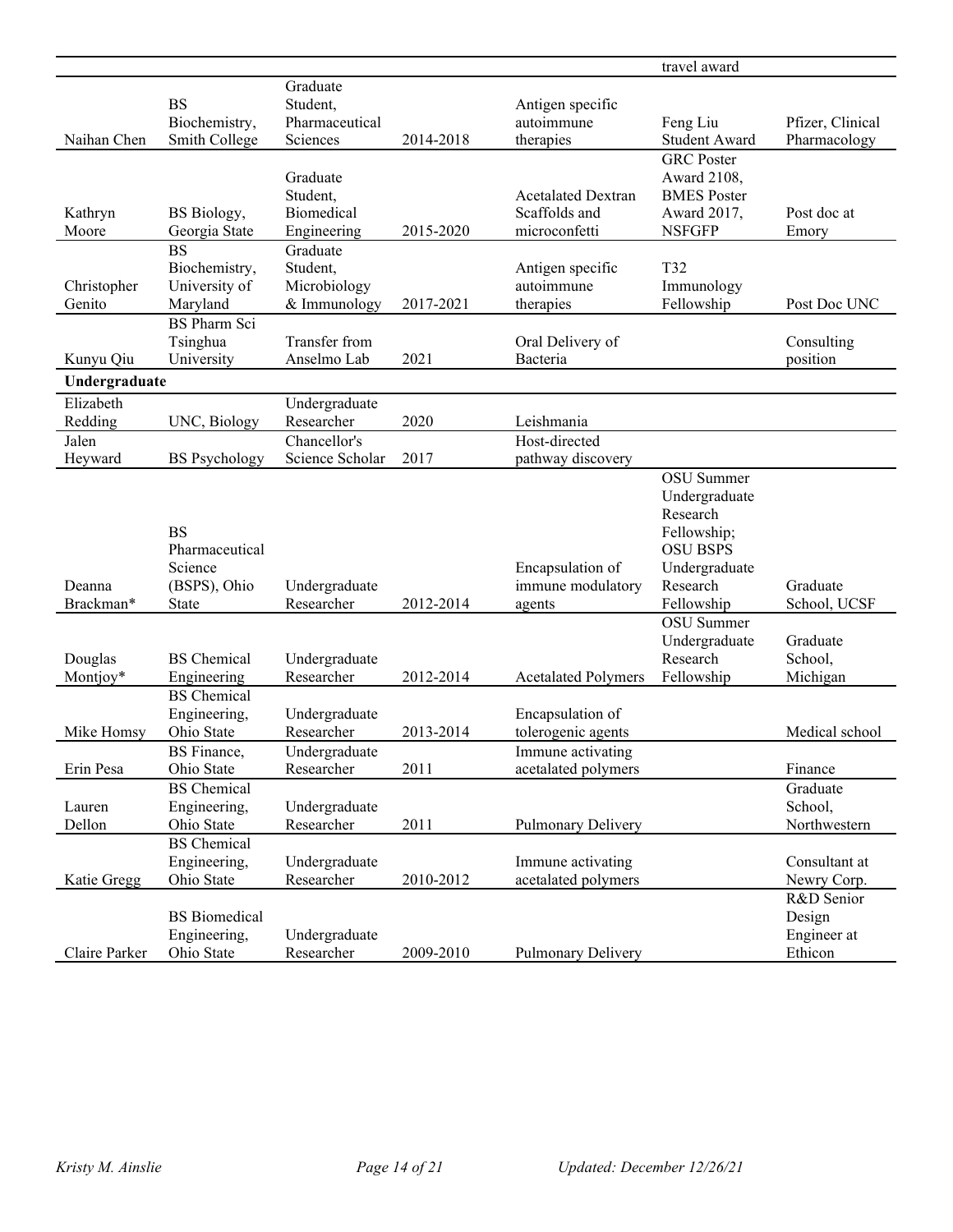| | | | | | | |
|---|---|---|---|---|---|---|
| | | | | | travel award | |
| Naihan Chen | BS Biochemistry, Smith College | Graduate Student, Pharmaceutical Sciences | 2014-2018 | Antigen specific autoimmune therapies | Feng Liu Student Award | Pfizer, Clinical Pharmacology |
| Kathryn Moore | BS Biology, Georgia State | Graduate Student, Biomedical Engineering | 2015-2020 | Acetalated Dextran Scaffolds and microconfetti | GRC Poster Award 2108, BMES Poster Award 2017, NSFGFP | Post doc at Emory |
| Christopher Genito | BS Biochemistry, University of Maryland | Graduate Student, Microbiology & Immunology | 2017-2021 | Antigen specific autoimmune therapies | T32 Immunology Fellowship | Post Doc UNC |
| Kunyu Qiu | BS Pharm Sci Tsinghua University | Transfer from Anselmo Lab | 2021 | Oral Delivery of Bacteria | | Consulting position |
| **Undergraduate** | | | | | | |
| Elizabeth Redding | UNC, Biology | Undergraduate Researcher | 2020 | Leishmania | | |
| Jalen Heyward | BS Psychology | Chancellor's Science Scholar | 2017 | Host-directed pathway discovery | | |
| Deanna Brackman* | BS Pharmaceutical Science (BSPS), Ohio State | Undergraduate Researcher | 2012-2014 | Encapsulation of immune modulatory agents | OSU Summer Undergraduate Research Fellowship; OSU BSPS Undergraduate Research Fellowship | Graduate School, UCSF |
| Douglas Montjoy* | BS Chemical Engineering | Undergraduate Researcher | 2012-2014 | Acetalated Polymers | OSU Summer Undergraduate Research Fellowship | Graduate School, Michigan |
| Mike Homsy | BS Chemical Engineering, Ohio State | Undergraduate Researcher | 2013-2014 | Encapsulation of tolerogenic agents | | Medical school |
| Erin Pesa | BS Finance, Ohio State | Undergraduate Researcher | 2011 | Immune activating acetalated polymers | | Finance |
| Lauren Dellon | BS Chemical Engineering, Ohio State | Undergraduate Researcher | 2011 | Pulmonary Delivery | | Graduate School, Northwestern |
| Katie Gregg | BS Chemical Engineering, Ohio State | Undergraduate Researcher | 2010-2012 | Immune activating acetalated polymers | | Consultant at Newry Corp. |
| Claire Parker | BS Biomedical Engineering, Ohio State | Undergraduate Researcher | 2009-2010 | Pulmonary Delivery | | R&D Senior Design Engineer at Ethicon |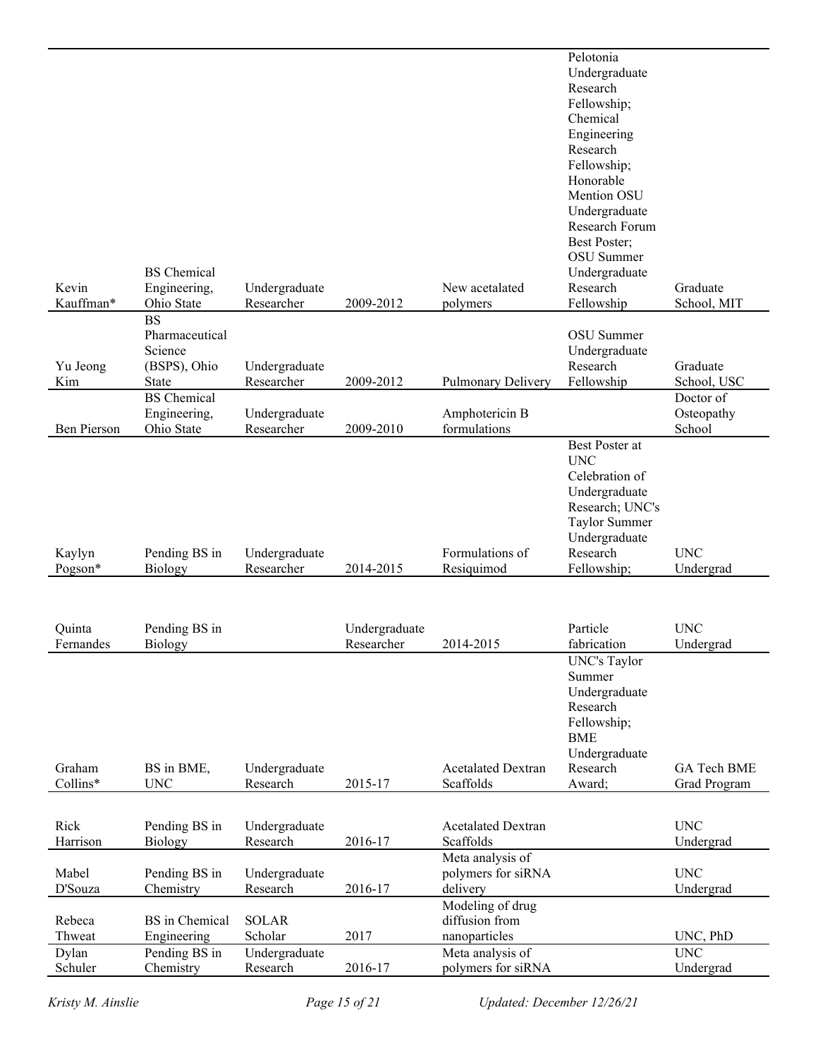| Kevin Kauffman* | BS Chemical Engineering, Ohio State | Undergraduate Researcher | 2009-2012 | New acetalated polymers | Pelotonia Undergraduate Research Fellowship; Chemical Engineering Research Fellowship; Honorable Mention OSU Undergraduate Research Forum Best Poster; OSU Summer Undergraduate Research Fellowship | Graduate School, MIT |
|---|---|---|---|---|---|---|
| Yu Jeong Kim | BS Pharmaceutical Science (BSPS), Ohio State | Undergraduate Researcher | 2009-2012 | Pulmonary Delivery | OSU Summer Undergraduate Research Fellowship | Graduate School, USC |
| Ben Pierson | BS Chemical Engineering, Ohio State | Undergraduate Researcher | 2009-2010 | Amphotericin B formulations | | Doctor of Osteopathy School |
| Kaylyn Pogson* | Pending BS in Biology | Undergraduate Researcher | 2014-2015 | Formulations of Resiquimod | Best Poster at UNC Celebration of Undergraduate Research; UNC's Taylor Summer Undergraduate Research Fellowship; | UNC Undergrad |
| Quinta Fernandes | Pending BS in Biology | | Undergraduate Researcher | 2014-2015 | Particle fabrication | UNC Undergrad |
| Graham Collins* | BS in BME, UNC | Undergraduate Research | 2015-17 | Acetalated Dextran Scaffolds | UNC's Taylor Summer Undergraduate Research Fellowship; BME Undergraduate Research Award; | GA Tech BME Grad Program |
| Rick Harrison | Pending BS in Biology | Undergraduate Research | 2016-17 | Acetalated Dextran Scaffolds | | UNC Undergrad |
| Mabel D'Souza | Pending BS in Chemistry | Undergraduate Research | 2016-17 | Meta analysis of polymers for siRNA delivery | | UNC Undergrad |
| Rebeca Thweat | BS in Chemical Engineering | SOLAR Scholar | 2017 | Modeling of drug diffusion from nanoparticles | | UNC, PhD |
| Dylan Schuler | Pending BS in Chemistry | Undergraduate Research | 2016-17 | Meta analysis of polymers for siRNA | | UNC Undergrad |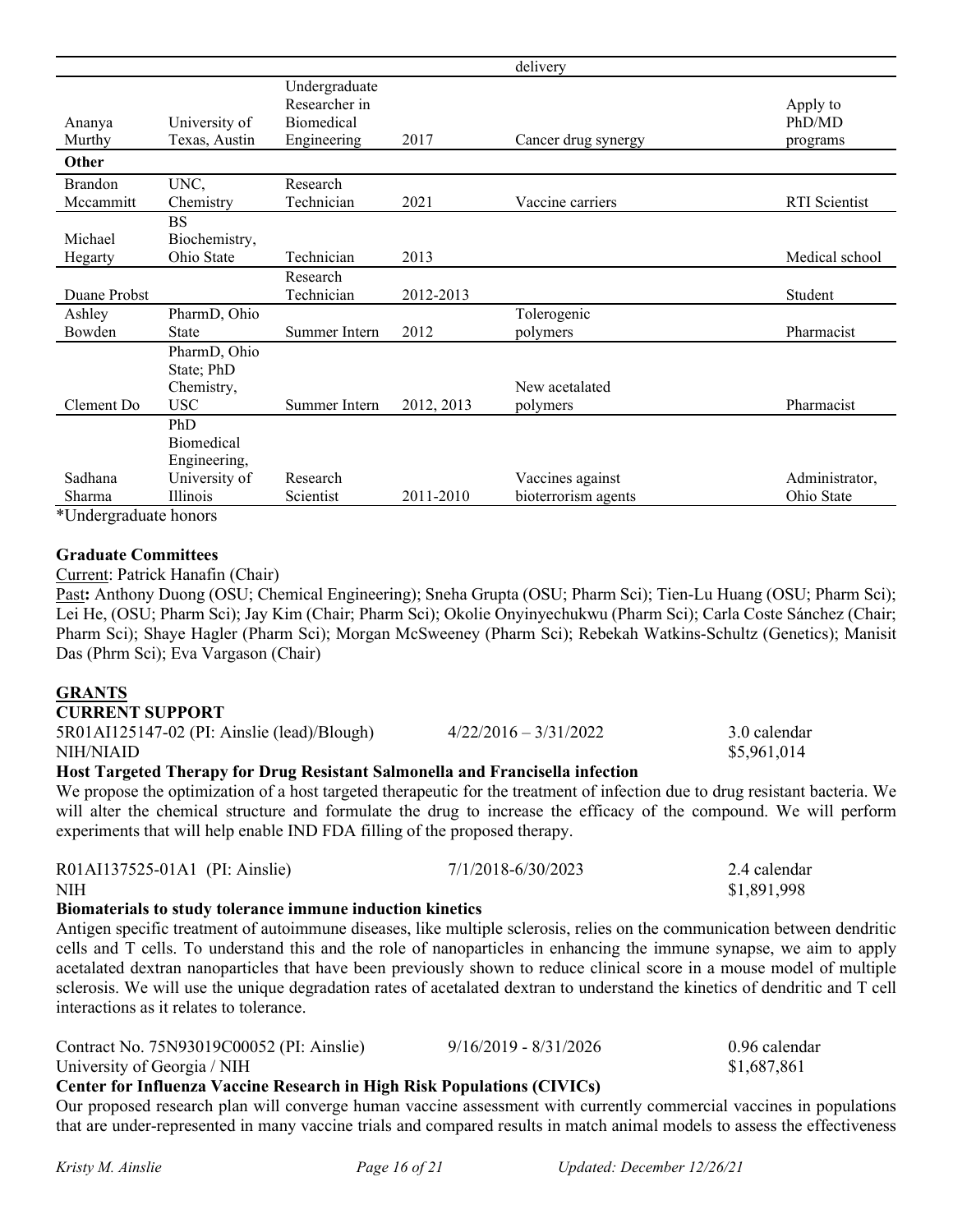| | | | | delivery | |
|---|---|---|---|---|---|
| Ananya Murthy | University of Texas, Austin | Undergraduate Researcher in Biomedical Engineering | 2017 | Cancer drug synergy | Apply to PhD/MD programs |
| **Other** | | | | | |
| Brandon Mccammitt | UNC, Chemistry | Research Technician | 2021 | Vaccine carriers | RTI Scientist |
| Michael Hegarty | BS Biochemistry, Ohio State | Technician | 2013 | | Medical school |
| Duane Probst | | Research Technician | 2012-2013 | | Student |
| Ashley Bowden | PharmD, Ohio State | Summer Intern | 2012 | Tolerogenic polymers | Pharmacist |
| Clement Do | PharmD, Ohio State; PhD Chemistry, USC | Summer Intern | 2012, 2013 | New acetalated polymers | Pharmacist |
| Sadhana Sharma | PhD Biomedical Engineering, University of Illinois | Research Scientist | 2011-2010 | Vaccines against bioterrorism agents | Administrator, Ohio State |

*Undergraduate honors

**Graduate Committees**

Current: Patrick Hanafin (Chair)

Past**:** Anthony Duong (OSU; Chemical Engineering); Sneha Grupta (OSU; Pharm Sci); Tien-Lu Huang (OSU; Pharm Sci); Lei He, (OSU; Pharm Sci); Jay Kim (Chair; Pharm Sci); Okolie Onyinyechukwu (Pharm Sci); Carla Coste Sánchez (Chair; Pharm Sci); Shaye Hagler (Pharm Sci); Morgan McSweeney (Pharm Sci); Rebekah Watkins-Schultz (Genetics); Manisit Das (Phrm Sci); Eva Vargason (Chair)

## GRANTS

### CURRENT SUPPORT

5R01AI125147-02 (PI: Ainslie (lead)/Blough) 4/22/2016 – 3/31/2022 3.0 calendar
NIH/NIAID $5,961,014

**Host Targeted Therapy for Drug Resistant Salmonella and Francisella infection**

We propose the optimization of a host targeted therapeutic for the treatment of infection due to drug resistant bacteria. We will alter the chemical structure and formulate the drug to increase the efficacy of the compound. We will perform experiments that will help enable IND FDA filling of the proposed therapy.

R01AI137525-01A1 (PI: Ainslie) 7/1/2018-6/30/2023 2.4 calendar
NIH $1,891,998

**Biomaterials to study tolerance immune induction kinetics**

Antigen specific treatment of autoimmune diseases, like multiple sclerosis, relies on the communication between dendritic cells and T cells. To understand this and the role of nanoparticles in enhancing the immune synapse, we aim to apply acetalated dextran nanoparticles that have been previously shown to reduce clinical score in a mouse model of multiple sclerosis. We will use the unique degradation rates of acetalated dextran to understand the kinetics of dendritic and T cell interactions as it relates to tolerance.

Contract No. 75N93019C00052 (PI: Ainslie) 9/16/2019 - 8/31/2026 0.96 calendar
University of Georgia / NIH $1,687,861

**Center for Influenza Vaccine Research in High Risk Populations (CIVICs)**

Our proposed research plan will converge human vaccine assessment with currently commercial vaccines in populations that are under-represented in many vaccine trials and compared results in match animal models to assess the effectiveness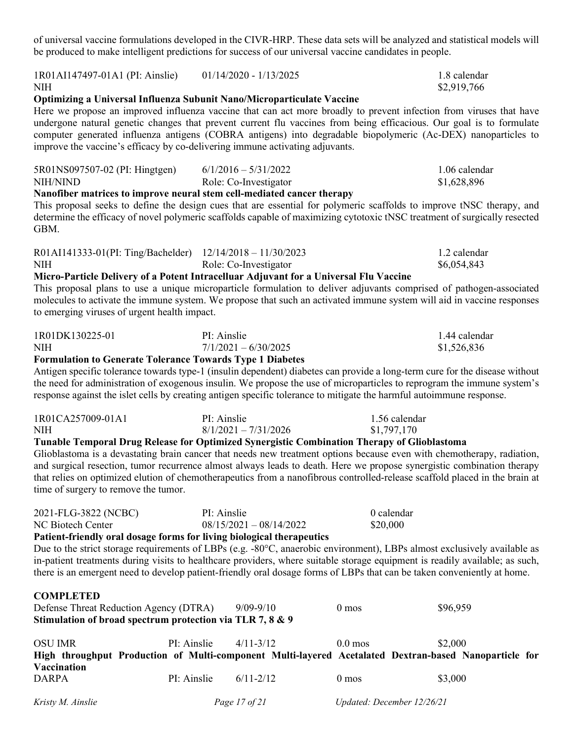of universal vaccine formulations developed in the CIVR-HRP. These data sets will be analyzed and statistical models will be produced to make intelligent predictions for success of our universal vaccine candidates in people.

1R01AI147497-01A1 (PI: Ainslie) 01/14/2020 - 1/13/2025 1.8 calendar
NIH $2,919,766

**Optimizing a Universal Influenza Subunit Nano/Microparticulate Vaccine**

Here we propose an improved influenza vaccine that can act more broadly to prevent infection from viruses that have undergone natural genetic changes that prevent current flu vaccines from being efficacious. Our goal is to formulate computer generated influenza antigens (COBRA antigens) into degradable biopolymeric (Ac-DEX) nanoparticles to improve the vaccine's efficacy by co-delivering immune activating adjuvants.

5R01NS097507-02 (PI: Hingtgen) 6/1/2016 – 5/31/2022 1.06 calendar
NIH/NIND Role: Co-Investigator $1,628,896

**Nanofiber matrices to improve neural stem cell-mediated cancer therapy**

This proposal seeks to define the design cues that are essential for polymeric scaffolds to improve tNSC therapy, and determine the efficacy of novel polymeric scaffolds capable of maximizing cytotoxic tNSC treatment of surgically resected GBM.

R01AI141333-01(PI: Ting/Bachelder) 12/14/2018 – 11/30/2023 1.2 calendar
NIH Role: Co-Investigator $6,054,843

**Micro-Particle Delivery of a Potent Intracelluar Adjuvant for a Universal Flu Vaccine**

This proposal plans to use a unique microparticle formulation to deliver adjuvants comprised of pathogen-associated molecules to activate the immune system. We propose that such an activated immune system will aid in vaccine responses to emerging viruses of urgent health impact.

1R01DK130225-01 PI: Ainslie 1.44 calendar
NIH 7/1/2021 – 6/30/2025 $1,526,836

**Formulation to Generate Tolerance Towards Type 1 Diabetes**

Antigen specific tolerance towards type-1 (insulin dependent) diabetes can provide a long-term cure for the disease without the need for administration of exogenous insulin. We propose the use of microparticles to reprogram the immune system's response against the islet cells by creating antigen specific tolerance to mitigate the harmful autoimmune response.

1R01CA257009-01A1 PI: Ainslie 1.56 calendar
NIH 8/1/2021 – 7/31/2026 $1,797,170

**Tunable Temporal Drug Release for Optimized Synergistic Combination Therapy of Glioblastoma**

Glioblastoma is a devastating brain cancer that needs new treatment options because even with chemotherapy, radiation, and surgical resection, tumor recurrence almost always leads to death. Here we propose synergistic combination therapy that relies on optimized elution of chemotherapeutics from a nanofibrous controlled-release scaffold placed in the brain at time of surgery to remove the tumor.

2021-FLG-3822 (NCBC) PI: Ainslie 0 calendar
NC Biotech Center 08/15/2021 – 08/14/2022 $20,000

**Patient-friendly oral dosage forms for living biological therapeutics**

Due to the strict storage requirements of LBPs (e.g. -80°C, anaerobic environment), LBPs almost exclusively available as in-patient treatments during visits to healthcare providers, where suitable storage equipment is readily available; as such, there is an emergent need to develop patient-friendly oral dosage forms of LBPs that can be taken conveniently at home.

**COMPLETED**

Defense Threat Reduction Agency (DTRA) 9/09-9/10 0 mos $96,959

**Stimulation of broad spectrum protection via TLR 7, 8 & 9**

OSU IMR PI: Ainslie 4/11-3/12 0.0 mos $2,000

**High throughput Production of Multi-component Multi-layered Acetalated Dextran-based Nanoparticle for Vaccination**

DARPA PI: Ainslie 6/11-2/12 0 mos $3,000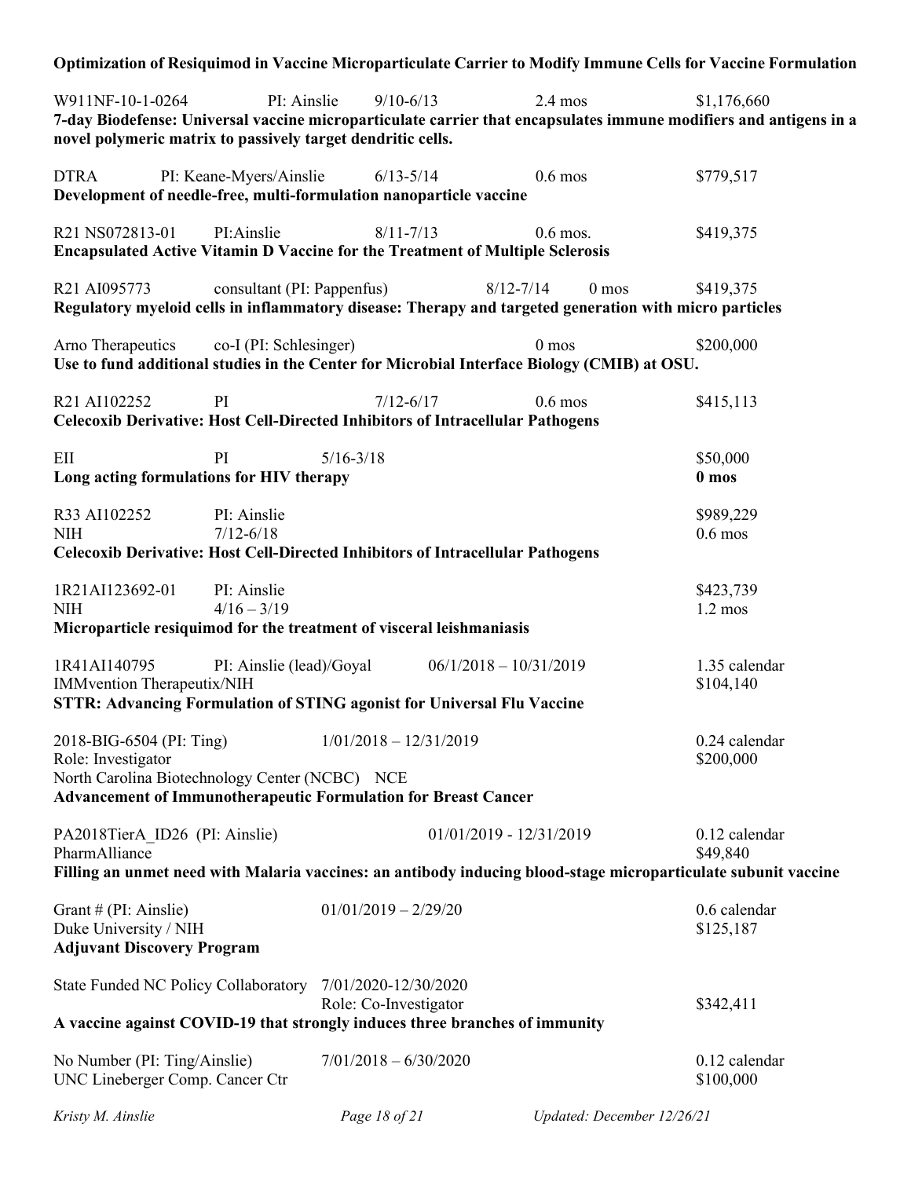**Optimization of Resiquimod in Vaccine Microparticulate Carrier to Modify Immune Cells for Vaccine Formulation**

W911NF-10-1-0264 PI: Ainslie 9/10-6/13 2.4 mos $1,176,660
**7-day Biodefense: Universal vaccine microparticulate carrier that encapsulates immune modifiers and antigens in a novel polymeric matrix to passively target dendritic cells.**

DTRA PI: Keane-Myers/Ainslie 6/13-5/14 0.6 mos $779,517
**Development of needle-free, multi-formulation nanoparticle vaccine**

R21 NS072813-01 PI:Ainslie 8/11-7/13 0.6 mos. $419,375
**Encapsulated Active Vitamin D Vaccine for the Treatment of Multiple Sclerosis**

R21 AI095773 consultant (PI: Pappenfus) 8/12-7/14 0 mos $419,375
**Regulatory myeloid cells in inflammatory disease: Therapy and targeted generation with micro particles**

Arno Therapeutics co-I (PI: Schlesinger) 0 mos $200,000
**Use to fund additional studies in the Center for Microbial Interface Biology (CMIB) at OSU.**

R21 AI102252 PI 7/12-6/17 0.6 mos $415,113
**Celecoxib Derivative: Host Cell-Directed Inhibitors of Intracellular Pathogens**

EII PI 5/16-3/18 $50,000
**Long acting formulations for HIV therapy** **0 mos**

R33 AI102252 PI: Ainslie $989,229
NIH 7/12-6/18 0.6 mos
**Celecoxib Derivative: Host Cell-Directed Inhibitors of Intracellular Pathogens**

1R21AI123692-01 PI: Ainslie $423,739
NIH 4/16 – 3/19 1.2 mos
**Microparticle resiquimod for the treatment of visceral leishmaniasis**

1R41AI140795 PI: Ainslie (lead)/Goyal 06/1/2018 – 10/31/2019 1.35 calendar
IMMvention Therapeutix/NIH $104,140
**STTR: Advancing Formulation of STING agonist for Universal Flu Vaccine**

2018-BIG-6504 (PI: Ting) 1/01/2018 – 12/31/2019 0.24 calendar
Role: Investigator $200,000
North Carolina Biotechnology Center (NCBC) NCE
**Advancement of Immunotherapeutic Formulation for Breast Cancer**

PA2018TierA_ID26 (PI: Ainslie) 01/01/2019 - 12/31/2019 0.12 calendar
PharmAlliance $49,840
**Filling an unmet need with Malaria vaccines: an antibody inducing blood-stage microparticulate subunit vaccine**

Grant # (PI: Ainslie) 01/01/2019 – 2/29/20 0.6 calendar
Duke University / NIH $125,187
**Adjuvant Discovery Program**

State Funded NC Policy Collaboratory 7/01/2020-12/30/2020
Role: Co-Investigator $342,411
**A vaccine against COVID-19 that strongly induces three branches of immunity**

No Number (PI: Ting/Ainslie) 7/01/2018 – 6/30/2020 0.12 calendar
UNC Lineberger Comp. Cancer Ctr $100,000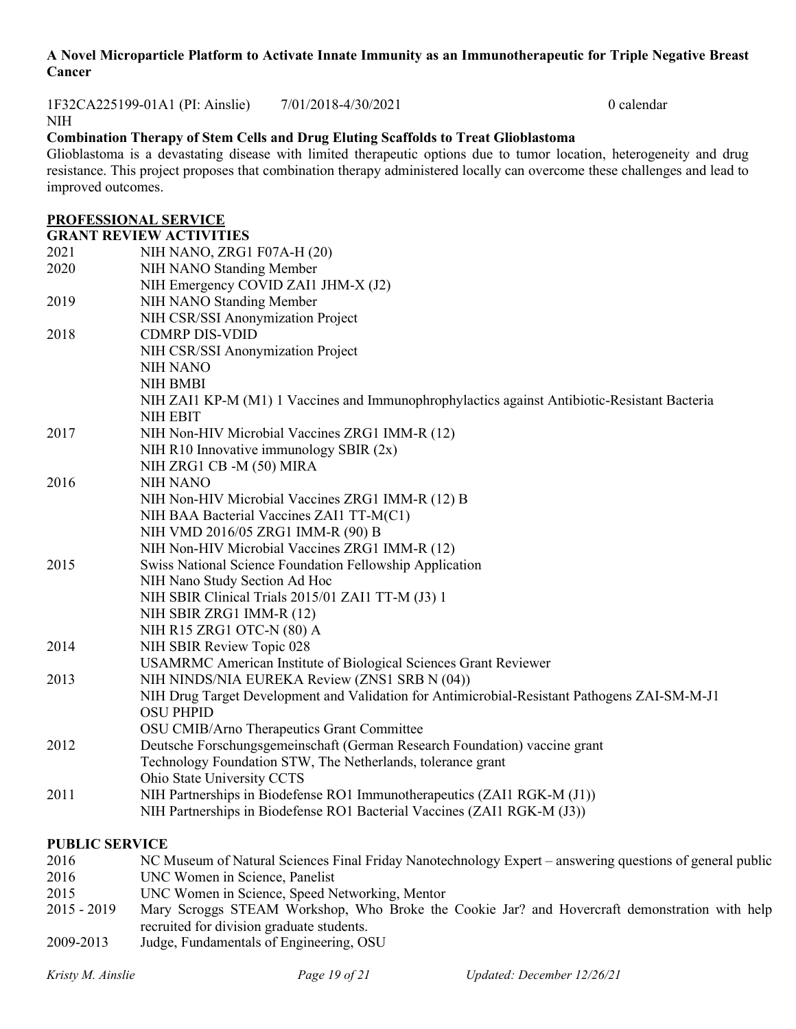**A Novel Microparticle Platform to Activate Innate Immunity as an Immunotherapeutic for Triple Negative Breast Cancer**

1F32CA225199-01A1 (PI: Ainslie) 7/01/2018-4/30/2021 0 calendar
NIH

**Combination Therapy of Stem Cells and Drug Eluting Scaffolds to Treat Glioblastoma**
Glioblastoma is a devastating disease with limited therapeutic options due to tumor location, heterogeneity and drug resistance. This project proposes that combination therapy administered locally can overcome these challenges and lead to improved outcomes.

## PROFESSIONAL SERVICE

### GRANT REVIEW ACTIVITIES

| | |
|---|---|
| 2021 | NIH NANO, ZRG1 F07A-H (20) |
| 2020 | NIH NANO Standing Member |
| | NIH Emergency COVID ZAI1 JHM-X (J2) |
| 2019 | NIH NANO Standing Member |
| | NIH CSR/SSI Anonymization Project |
| 2018 | CDMRP DIS-VDID |
| | NIH CSR/SSI Anonymization Project |
| | NIH NANO |
| | NIH BMBI |
| | NIH ZAI1 KP-M (M1) 1 Vaccines and Immunophrophylactics against Antibiotic-Resistant Bacteria |
| | NIH EBIT |
| 2017 | NIH Non-HIV Microbial Vaccines ZRG1 IMM-R (12) |
| | NIH R10 Innovative immunology SBIR (2x) |
| | NIH ZRG1 CB -M (50) MIRA |
| 2016 | NIH NANO |
| | NIH Non-HIV Microbial Vaccines ZRG1 IMM-R (12) B |
| | NIH BAA Bacterial Vaccines ZAI1 TT-M(C1) |
| | NIH VMD 2016/05 ZRG1 IMM-R (90) B |
| | NIH Non-HIV Microbial Vaccines ZRG1 IMM-R (12) |
| 2015 | Swiss National Science Foundation Fellowship Application |
| | NIH Nano Study Section Ad Hoc |
| | NIH SBIR Clinical Trials 2015/01 ZAI1 TT-M (J3) 1 |
| | NIH SBIR ZRG1 IMM-R (12) |
| | NIH R15 ZRG1 OTC-N (80) A |
| 2014 | NIH SBIR Review Topic 028 |
| | USAMRMC American Institute of Biological Sciences Grant Reviewer |
| 2013 | NIH NINDS/NIA EUREKA Review (ZNS1 SRB N (04)) |
| | NIH Drug Target Development and Validation for Antimicrobial-Resistant Pathogens ZAI-SM-M-J1 |
| | OSU PHPID |
| | OSU CMIB/Arno Therapeutics Grant Committee |
| 2012 | Deutsche Forschungsgemeinschaft (German Research Foundation) vaccine grant |
| | Technology Foundation STW, The Netherlands, tolerance grant |
| | Ohio State University CCTS |
| 2011 | NIH Partnerships in Biodefense RO1 Immunotherapeutics (ZAI1 RGK-M (J1)) |
| | NIH Partnerships in Biodefense RO1 Bacterial Vaccines (ZAI1 RGK-M (J3)) |

### PUBLIC SERVICE

| | |
|---|---|
| 2016 | NC Museum of Natural Sciences Final Friday Nanotechnology Expert – answering questions of general public |
| 2016 | UNC Women in Science, Panelist |
| 2015 | UNC Women in Science, Speed Networking, Mentor |
| 2015 - 2019 | Mary Scroggs STEAM Workshop, Who Broke the Cookie Jar? and Hovercraft demonstration with help recruited for division graduate students. |
| 2009-2013 | Judge, Fundamentals of Engineering, OSU |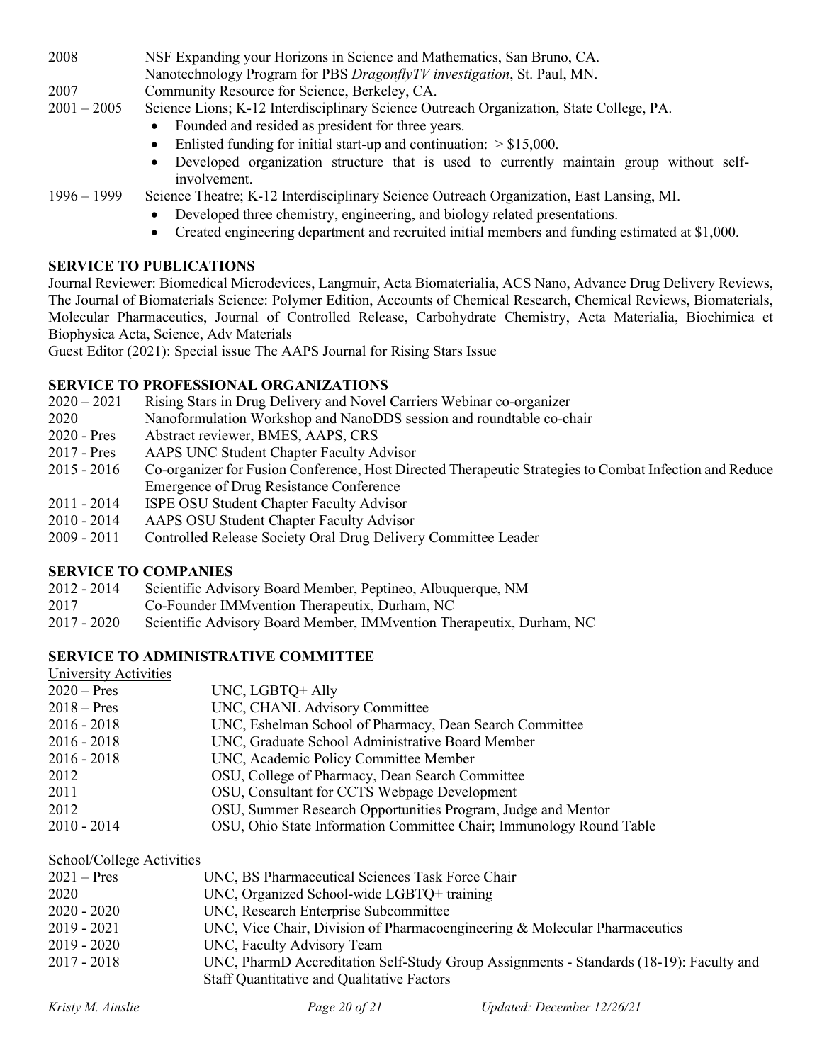2008 NSF Expanding your Horizons in Science and Mathematics, San Bruno, CA.
Nanotechnology Program for PBS *DragonflyTV investigation*, St. Paul, MN.

2007 Community Resource for Science, Berkeley, CA.

2001 – 2005 Science Lions; K-12 Interdisciplinary Science Outreach Organization, State College, PA.

- Founded and resided as president for three years.
- Enlisted funding for initial start-up and continuation: > $15,000.
- Developed organization structure that is used to currently maintain group without self-involvement.

1996 – 1999 Science Theatre; K-12 Interdisciplinary Science Outreach Organization, East Lansing, MI.

- Developed three chemistry, engineering, and biology related presentations.
- Created engineering department and recruited initial members and funding estimated at $1,000.

**SERVICE TO PUBLICATIONS**

Journal Reviewer: Biomedical Microdevices, Langmuir, Acta Biomaterialia, ACS Nano, Advance Drug Delivery Reviews, The Journal of Biomaterials Science: Polymer Edition, Accounts of Chemical Research, Chemical Reviews, Biomaterials, Molecular Pharmaceutics, Journal of Controlled Release, Carbohydrate Chemistry, Acta Materialia, Biochimica et Biophysica Acta, Science, Adv Materials

Guest Editor (2021): Special issue The AAPS Journal for Rising Stars Issue

**SERVICE TO PROFESSIONAL ORGANIZATIONS**

2020 – 2021 Rising Stars in Drug Delivery and Novel Carriers Webinar co-organizer

2020 Nanoformulation Workshop and NanoDDS session and roundtable co-chair

2020 - Pres Abstract reviewer, BMES, AAPS, CRS

2017 - Pres AAPS UNC Student Chapter Faculty Advisor

2015 - 2016 Co-organizer for Fusion Conference, Host Directed Therapeutic Strategies to Combat Infection and Reduce Emergence of Drug Resistance Conference

2011 - 2014 ISPE OSU Student Chapter Faculty Advisor

2010 - 2014 AAPS OSU Student Chapter Faculty Advisor

2009 - 2011 Controlled Release Society Oral Drug Delivery Committee Leader

**SERVICE TO COMPANIES**

2012 - 2014 Scientific Advisory Board Member, Peptineo, Albuquerque, NM

2017 Co-Founder IMMvention Therapeutix, Durham, NC

2017 - 2020 Scientific Advisory Board Member, IMMvention Therapeutix, Durham, NC

**SERVICE TO ADMINISTRATIVE COMMITTEE**

University Activities

2020 – Pres UNC, LGBTQ+ Ally

2018 – Pres UNC, CHANL Advisory Committee

2016 - 2018 UNC, Eshelman School of Pharmacy, Dean Search Committee

2016 - 2018 UNC, Graduate School Administrative Board Member

2016 - 2018 UNC, Academic Policy Committee Member

2012 OSU, College of Pharmacy, Dean Search Committee

2011 OSU, Consultant for CCTS Webpage Development

2012 OSU, Summer Research Opportunities Program, Judge and Mentor

2010 - 2014 OSU, Ohio State Information Committee Chair; Immunology Round Table

School/College Activities

2021 – Pres UNC, BS Pharmaceutical Sciences Task Force Chair

2020 UNC, Organized School-wide LGBTQ+ training

2020 - 2020 UNC, Research Enterprise Subcommittee

2019 - 2021 UNC, Vice Chair, Division of Pharmacoengineering & Molecular Pharmaceutics

2019 - 2020 UNC, Faculty Advisory Team

2017 - 2018 UNC, PharmD Accreditation Self-Study Group Assignments - Standards (18-19): Faculty and Staff Quantitative and Qualitative Factors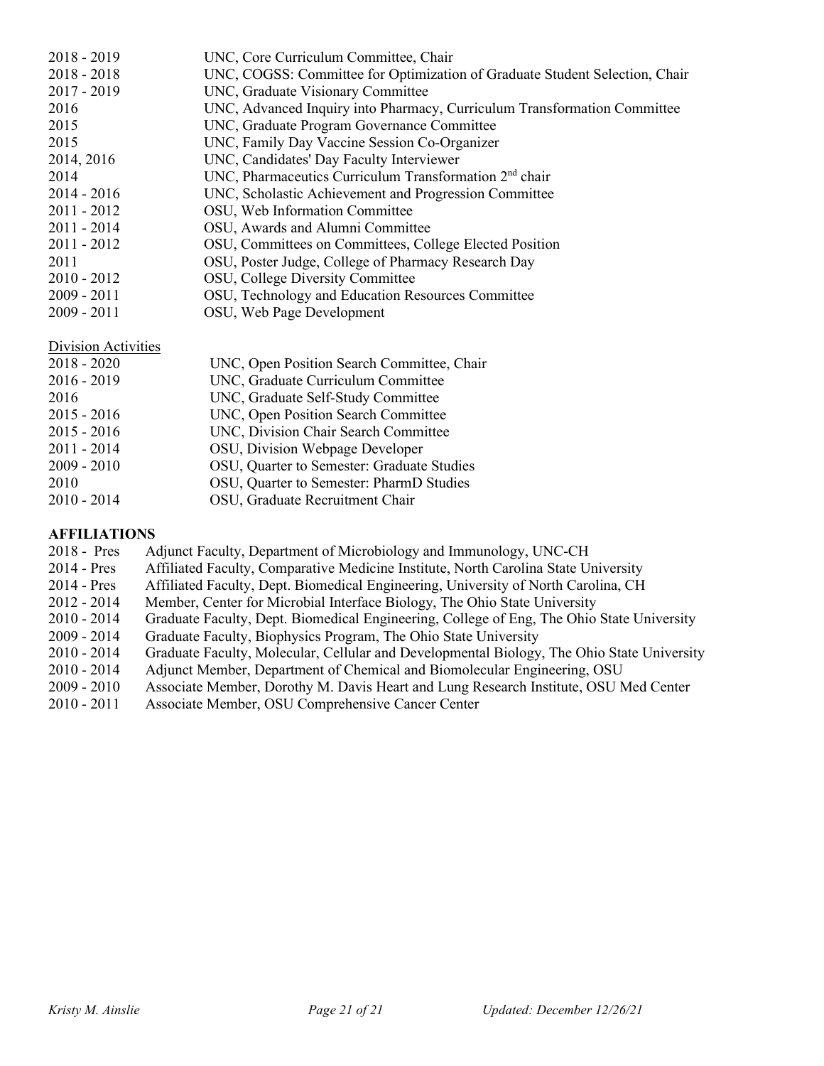| | |
|---|---|
| 2018 - 2019 | UNC, Core Curriculum Committee, Chair |
| 2018 - 2018 | UNC, COGSS: Committee for Optimization of Graduate Student Selection, Chair |
| 2017 - 2019 | UNC, Graduate Visionary Committee |
| 2016 | UNC, Advanced Inquiry into Pharmacy, Curriculum Transformation Committee |
| 2015 | UNC, Graduate Program Governance Committee |
| 2015 | UNC, Family Day Vaccine Session Co-Organizer |
| 2014, 2016 | UNC, Candidates' Day Faculty Interviewer |
| 2014 | UNC, Pharmaceutics Curriculum Transformation 2nd chair |
| 2014 - 2016 | UNC, Scholastic Achievement and Progression Committee |
| 2011 - 2012 | OSU, Web Information Committee |
| 2011 - 2014 | OSU, Awards and Alumni Committee |
| 2011 - 2012 | OSU, Committees on Committees, College Elected Position |
| 2011 | OSU, Poster Judge, College of Pharmacy Research Day |
| 2010 - 2012 | OSU, College Diversity Committee |
| 2009 - 2011 | OSU, Technology and Education Resources Committee |
| 2009 - 2011 | OSU, Web Page Development |

Division Activities

| | |
|---|---|
| 2018 - 2020 | UNC, Open Position Search Committee, Chair |
| 2016 - 2019 | UNC, Graduate Curriculum Committee |
| 2016 | UNC, Graduate Self-Study Committee |
| 2015 - 2016 | UNC, Open Position Search Committee |
| 2015 - 2016 | UNC, Division Chair Search Committee |
| 2011 - 2014 | OSU, Division Webpage Developer |
| 2009 - 2010 | OSU, Quarter to Semester: Graduate Studies |
| 2010 | OSU, Quarter to Semester: PharmD Studies |
| 2010 - 2014 | OSU, Graduate Recruitment Chair |

## AFFILIATIONS

| | |
|---|---|
| 2018 - Pres | Adjunct Faculty, Department of Microbiology and Immunology, UNC-CH |
| 2014 - Pres | Affiliated Faculty, Comparative Medicine Institute, North Carolina State University |
| 2014 - Pres | Affiliated Faculty, Dept. Biomedical Engineering, University of North Carolina, CH |
| 2012 - 2014 | Member, Center for Microbial Interface Biology, The Ohio State University |
| 2010 - 2014 | Graduate Faculty, Dept. Biomedical Engineering, College of Eng, The Ohio State University |
| 2009 - 2014 | Graduate Faculty, Biophysics Program, The Ohio State University |
| 2010 - 2014 | Graduate Faculty, Molecular, Cellular and Developmental Biology, The Ohio State University |
| 2010 - 2014 | Adjunct Member, Department of Chemical and Biomolecular Engineering, OSU |
| 2009 - 2010 | Associate Member, Dorothy M. Davis Heart and Lung Research Institute, OSU Med Center |
| 2010 - 2011 | Associate Member, OSU Comprehensive Cancer Center |